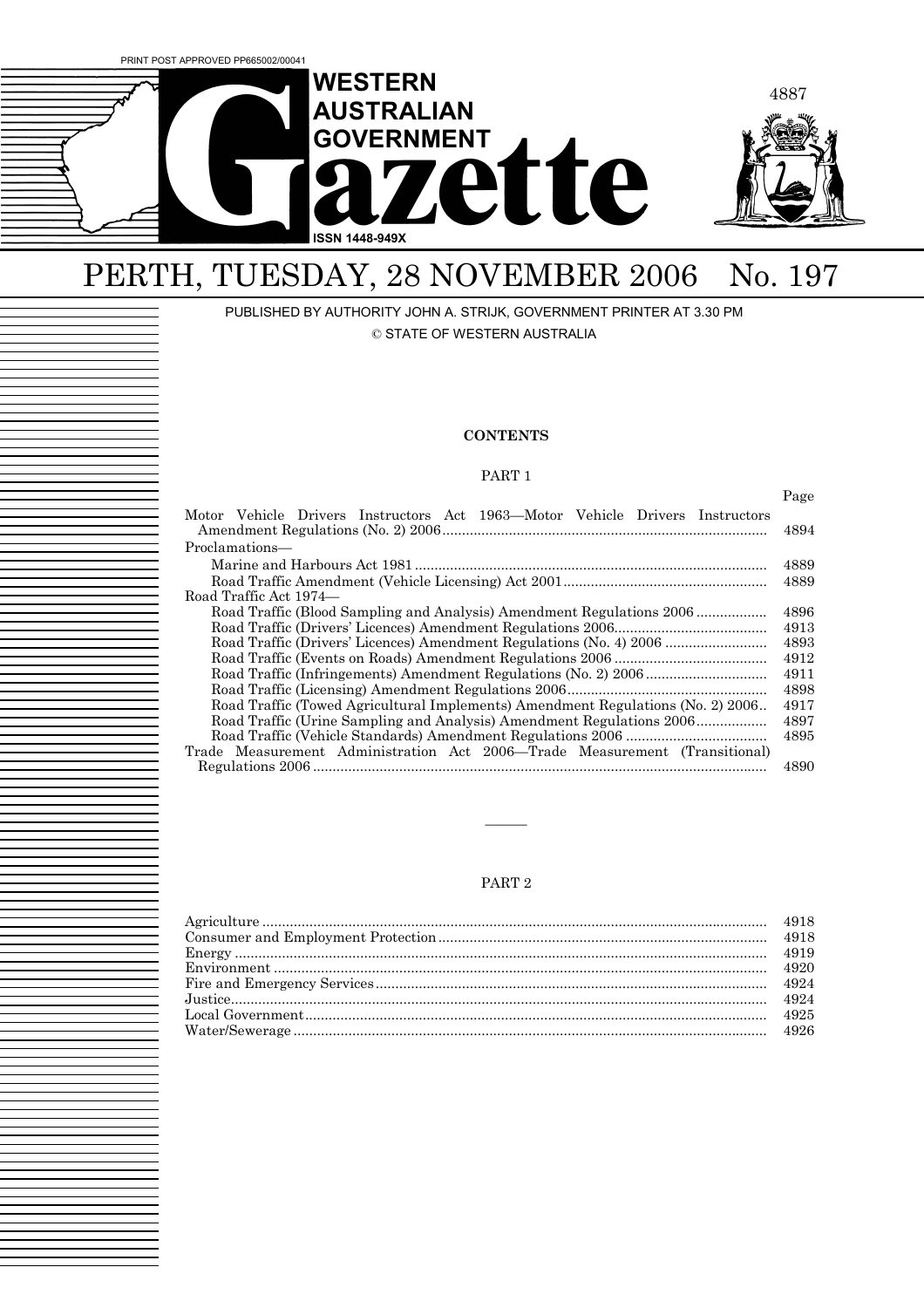PRINT POST APPROVED PP665002/00041

# WESTERN AUSTRALIAN GOVERNMENT Gazette

ISSN 1448-949X

## PERTH, TUESDAY, 28 NOVEMBER 2006 No. 197

PUBLISHED BY AUTHORITY JOHN A. STRIJK, GOVERNMENT PRINTER AT 3.30 PM

© STATE OF WESTERN AUSTRALIA

**CONTENTS**

PART 1

| | Page |
|---|---|
| Motor Vehicle Drivers Instructors Act 1963—Motor Vehicle Drivers Instructors Amendment Regulations (No. 2) 2006 | 4894 |
| Proclamations— | |
| Marine and Harbours Act 1981 | 4889 |
| Road Traffic Amendment (Vehicle Licensing) Act 2001 | 4889 |
| Road Traffic Act 1974— | |
| Road Traffic (Blood Sampling and Analysis) Amendment Regulations 2006 | 4896 |
| Road Traffic (Drivers' Licences) Amendment Regulations 2006 | 4913 |
| Road Traffic (Drivers' Licences) Amendment Regulations (No. 4) 2006 | 4893 |
| Road Traffic (Events on Roads) Amendment Regulations 2006 | 4912 |
| Road Traffic (Infringements) Amendment Regulations (No. 2) 2006 | 4911 |
| Road Traffic (Licensing) Amendment Regulations 2006 | 4898 |
| Road Traffic (Towed Agricultural Implements) Amendment Regulations (No. 2) 2006 | 4917 |
| Road Traffic (Urine Sampling and Analysis) Amendment Regulations 2006 | 4897 |
| Road Traffic (Vehicle Standards) Amendment Regulations 2006 | 4895 |
| Trade Measurement Administration Act 2006—Trade Measurement (Transitional) Regulations 2006 | 4890 |

———

PART 2

| | |
|---|---|
| Agriculture | 4918 |
| Consumer and Employment Protection | 4918 |
| Energy | 4919 |
| Environment | 4920 |
| Fire and Emergency Services | 4924 |
| Justice | 4924 |
| Local Government | 4925 |
| Water/Sewerage | 4926 |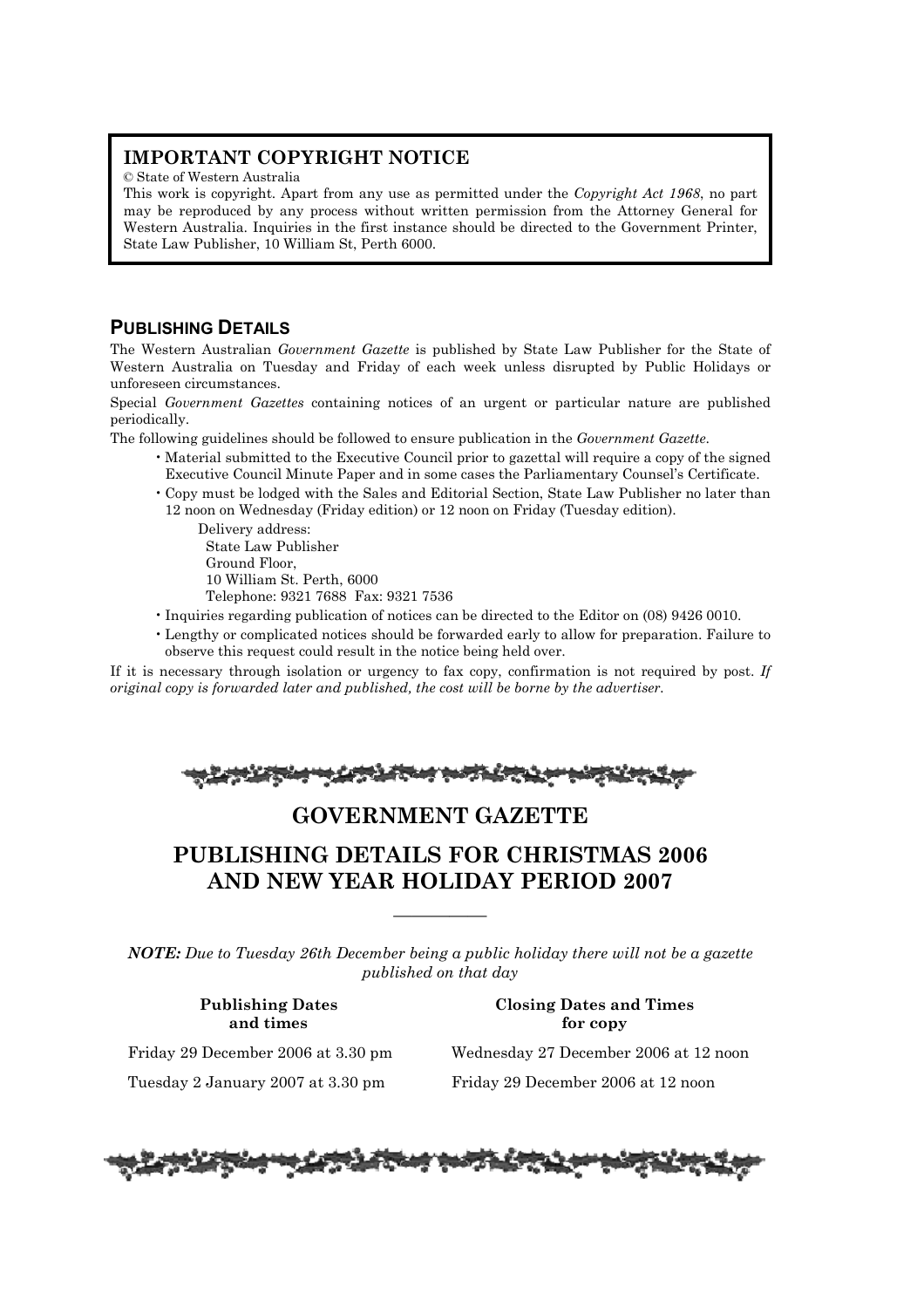## IMPORTANT COPYRIGHT NOTICE

© State of Western Australia

This work is copyright. Apart from any use as permitted under the *Copyright Act 1968*, no part may be reproduced by any process without written permission from the Attorney General for Western Australia. Inquiries in the first instance should be directed to the Government Printer, State Law Publisher, 10 William St, Perth 6000.

## PUBLISHING DETAILS

The Western Australian *Government Gazette* is published by State Law Publisher for the State of Western Australia on Tuesday and Friday of each week unless disrupted by Public Holidays or unforeseen circumstances.

Special *Government Gazettes* containing notices of an urgent or particular nature are published periodically.

The following guidelines should be followed to ensure publication in the *Government Gazette*.

- Material submitted to the Executive Council prior to gazettal will require a copy of the signed Executive Council Minute Paper and in some cases the Parliamentary Counsel's Certificate.
- Copy must be lodged with the Sales and Editorial Section, State Law Publisher no later than 12 noon on Wednesday (Friday edition) or 12 noon on Friday (Tuesday edition).

  Delivery address:
  State Law Publisher
  Ground Floor,
  10 William St. Perth, 6000
  Telephone: 9321 7688 Fax: 9321 7536
- Inquiries regarding publication of notices can be directed to the Editor on (08) 9426 0010.
- Lengthy or complicated notices should be forwarded early to allow for preparation. Failure to observe this request could result in the notice being held over.

If it is necessary through isolation or urgency to fax copy, confirmation is not required by post. *If original copy is forwarded later and published, the cost will be borne by the advertiser.*

# GOVERNMENT GAZETTE

# PUBLISHING DETAILS FOR CHRISTMAS 2006 AND NEW YEAR HOLIDAY PERIOD 2007

---

***NOTE:*** *Due to Tuesday 26th December being a public holiday there will not be a gazette published on that day*

| Publishing Dates and times | Closing Dates and Times for copy |
|---|---|
| Friday 29 December 2006 at 3.30 pm | Wednesday 27 December 2006 at 12 noon |
| Tuesday 2 January 2007 at 3.30 pm | Friday 29 December 2006 at 12 noon |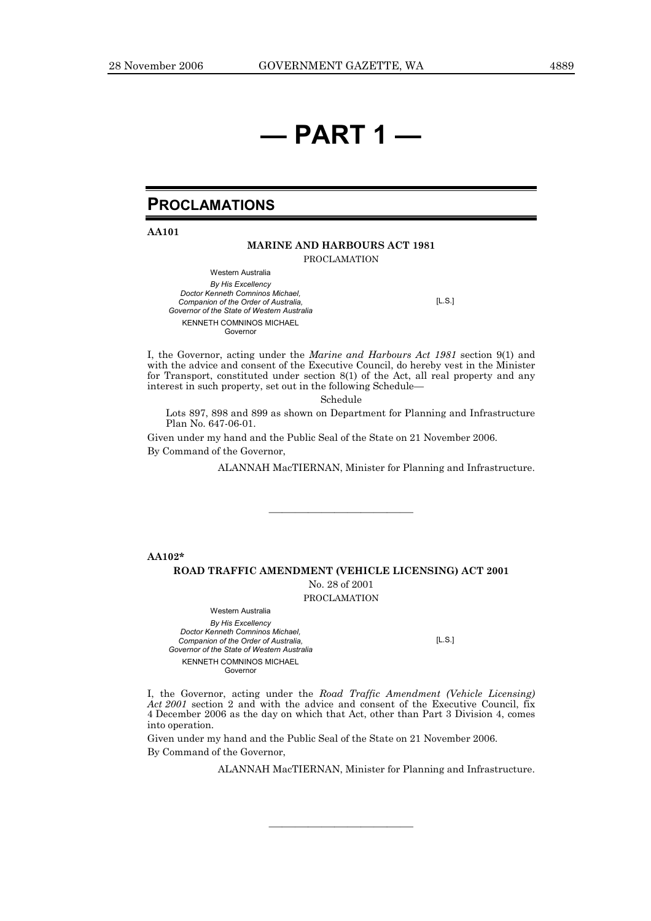# — PART 1 —

## PROCLAMATIONS

**AA101**

**MARINE AND HARBOURS ACT 1981**

PROCLAMATION

Western Australia

*By His Excellency*
*Doctor Kenneth Comninos Michael,*
*Companion of the Order of Australia,*
*Governor of the State of Western Australia*

KENNETH COMNINOS MICHAEL
Governor

[L.S.]

I, the Governor, acting under the *Marine and Harbours Act 1981* section 9(1) and with the advice and consent of the Executive Council, do hereby vest in the Minister for Transport, constituted under section 8(1) of the Act, all real property and any interest in such property, set out in the following Schedule—

Schedule

Lots 897, 898 and 899 as shown on Department for Planning and Infrastructure Plan No. 647-06-01.

Given under my hand and the Public Seal of the State on 21 November 2006.

By Command of the Governor,

ALANNAH MacTIERNAN, Minister for Planning and Infrastructure.

---

**AA102***

**ROAD TRAFFIC AMENDMENT (VEHICLE LICENSING) ACT 2001**

No. 28 of 2001

PROCLAMATION

Western Australia

*By His Excellency*
*Doctor Kenneth Comninos Michael,*
*Companion of the Order of Australia,*
*Governor of the State of Western Australia*

KENNETH COMNINOS MICHAEL
Governor

[L.S.]

I, the Governor, acting under the *Road Traffic Amendment (Vehicle Licensing) Act 2001* section 2 and with the advice and consent of the Executive Council, fix 4 December 2006 as the day on which that Act, other than Part 3 Division 4, comes into operation.

Given under my hand and the Public Seal of the State on 21 November 2006.

By Command of the Governor,

ALANNAH MacTIERNAN, Minister for Planning and Infrastructure.

---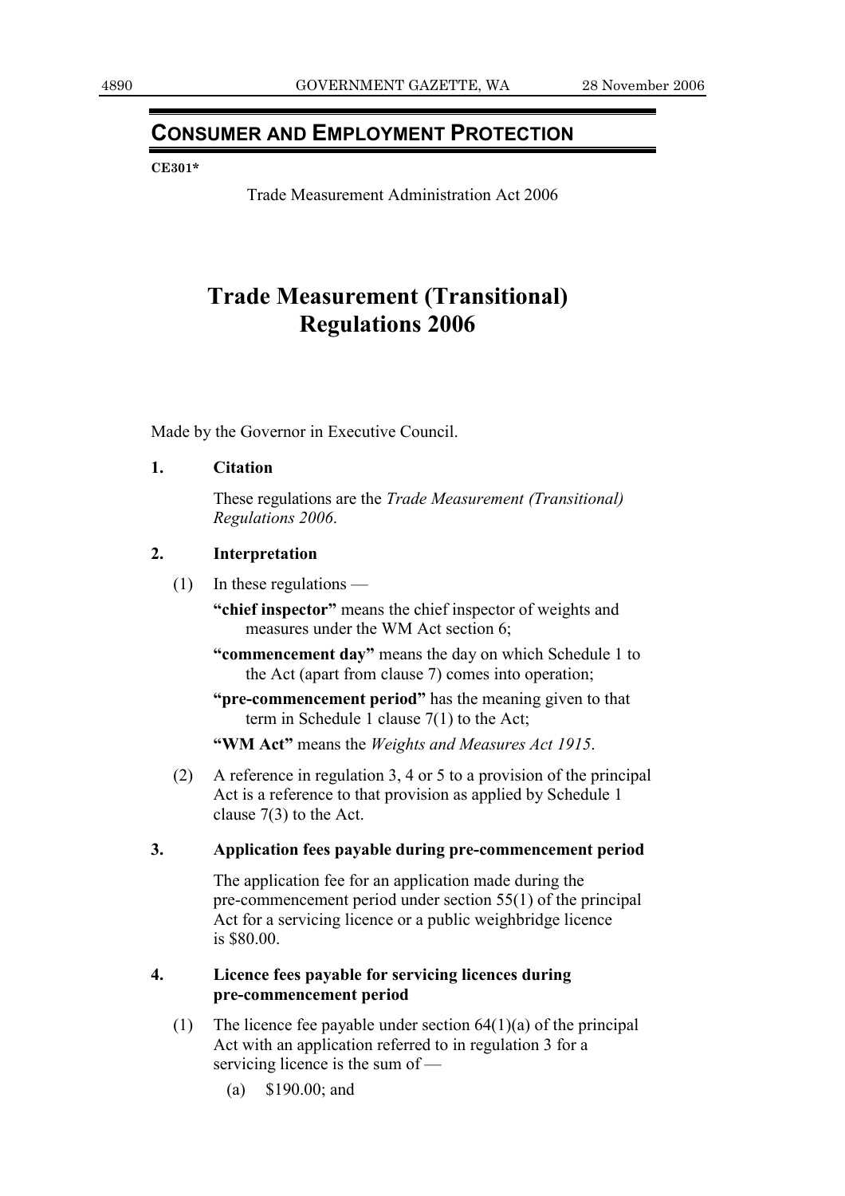## CONSUMER AND EMPLOYMENT PROTECTION

**CE301***

Trade Measurement Administration Act 2006

# Trade Measurement (Transitional) Regulations 2006

Made by the Governor in Executive Council.

**1. Citation**

These regulations are the *Trade Measurement (Transitional) Regulations 2006*.

**2. Interpretation**

(1) In these regulations —

**"chief inspector"** means the chief inspector of weights and measures under the WM Act section 6;

**"commencement day"** means the day on which Schedule 1 to the Act (apart from clause 7) comes into operation;

**"pre-commencement period"** has the meaning given to that term in Schedule 1 clause 7(1) to the Act;

**"WM Act"** means the *Weights and Measures Act 1915*.

(2) A reference in regulation 3, 4 or 5 to a provision of the principal Act is a reference to that provision as applied by Schedule 1 clause 7(3) to the Act.

**3. Application fees payable during pre-commencement period**

The application fee for an application made during the pre-commencement period under section 55(1) of the principal Act for a servicing licence or a public weighbridge licence is $80.00.

**4. Licence fees payable for servicing licences during pre-commencement period**

(1) The licence fee payable under section 64(1)(a) of the principal Act with an application referred to in regulation 3 for a servicing licence is the sum of —

(a) $190.00; and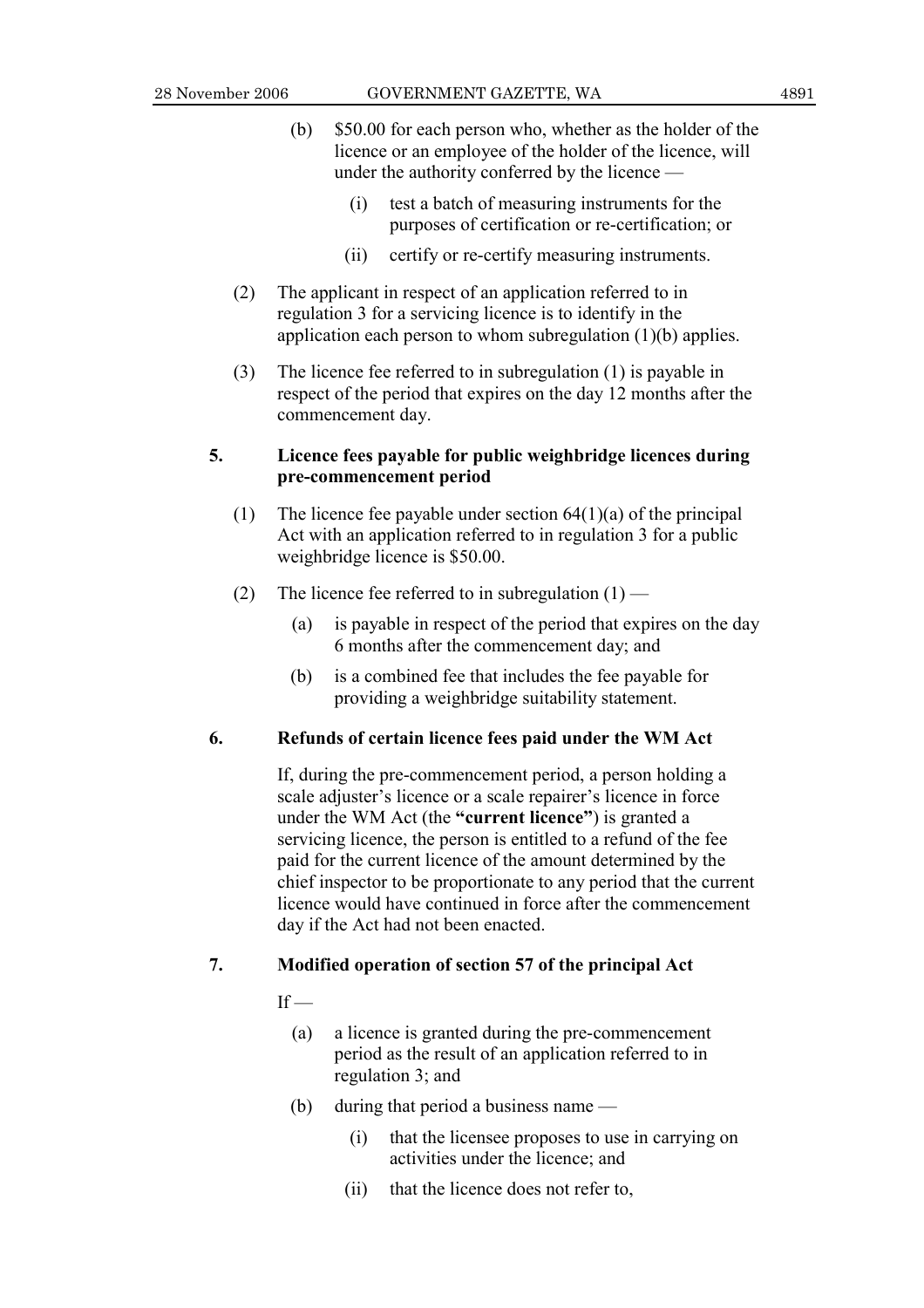(b) $50.00 for each person who, whether as the holder of the licence or an employee of the holder of the licence, will under the authority conferred by the licence —

(i) test a batch of measuring instruments for the purposes of certification or re-certification; or

(ii) certify or re-certify measuring instruments.

(2) The applicant in respect of an application referred to in regulation 3 for a servicing licence is to identify in the application each person to whom subregulation (1)(b) applies.

(3) The licence fee referred to in subregulation (1) is payable in respect of the period that expires on the day 12 months after the commencement day.

**5. Licence fees payable for public weighbridge licences during pre-commencement period**

(1) The licence fee payable under section 64(1)(a) of the principal Act with an application referred to in regulation 3 for a public weighbridge licence is $50.00.

(2) The licence fee referred to in subregulation (1) —

(a) is payable in respect of the period that expires on the day 6 months after the commencement day; and

(b) is a combined fee that includes the fee payable for providing a weighbridge suitability statement.

**6. Refunds of certain licence fees paid under the WM Act**

If, during the pre-commencement period, a person holding a scale adjuster's licence or a scale repairer's licence in force under the WM Act (the **"current licence"**) is granted a servicing licence, the person is entitled to a refund of the fee paid for the current licence of the amount determined by the chief inspector to be proportionate to any period that the current licence would have continued in force after the commencement day if the Act had not been enacted.

**7. Modified operation of section 57 of the principal Act**

If —

(a) a licence is granted during the pre-commencement period as the result of an application referred to in regulation 3; and

(b) during that period a business name —

(i) that the licensee proposes to use in carrying on activities under the licence; and

(ii) that the licence does not refer to,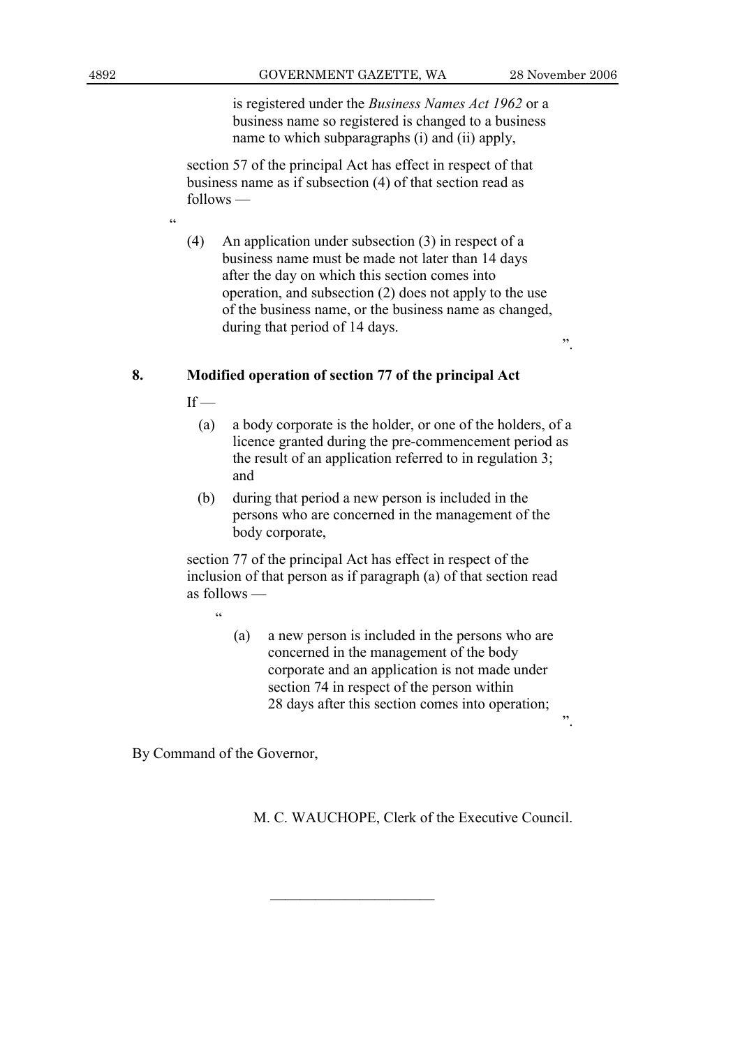is registered under the *Business Names Act 1962* or a business name so registered is changed to a business name to which subparagraphs (i) and (ii) apply,

section 57 of the principal Act has effect in respect of that business name as if subsection (4) of that section read as follows —

"

(4) An application under subsection (3) in respect of a business name must be made not later than 14 days after the day on which this section comes into operation, and subsection (2) does not apply to the use of the business name, or the business name as changed, during that period of 14 days.

".

**8. Modified operation of section 77 of the principal Act**

If —

(a) a body corporate is the holder, or one of the holders, of a licence granted during the pre-commencement period as the result of an application referred to in regulation 3; and

(b) during that period a new person is included in the persons who are concerned in the management of the body corporate,

section 77 of the principal Act has effect in respect of the inclusion of that person as if paragraph (a) of that section read as follows —

"

(a) a new person is included in the persons who are concerned in the management of the body corporate and an application is not made under section 74 in respect of the person within 28 days after this section comes into operation;

".

By Command of the Governor,

M. C. WAUCHOPE, Clerk of the Executive Council.

———————————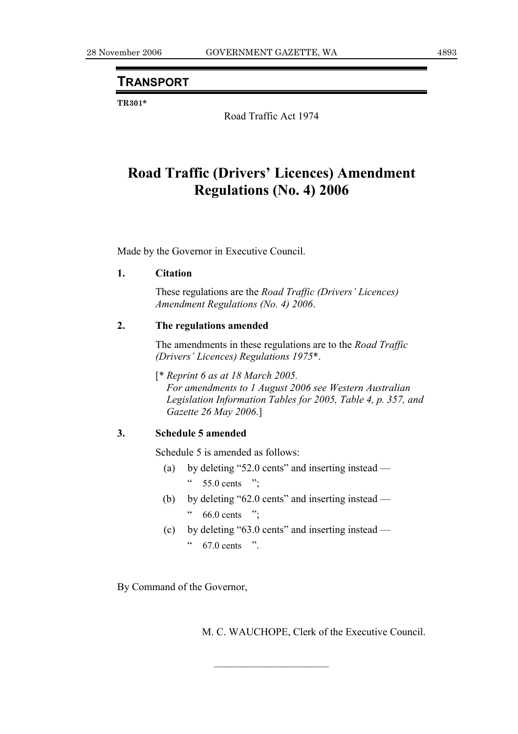## TRANSPORT

**TR301***

Road Traffic Act 1974

# Road Traffic (Drivers' Licences) Amendment Regulations (No. 4) 2006

Made by the Governor in Executive Council.

**1. Citation**

These regulations are the *Road Traffic (Drivers' Licences) Amendment Regulations (No. 4) 2006*.

**2. The regulations amended**

The amendments in these regulations are to the *Road Traffic (Drivers' Licences) Regulations 1975**.

[* *Reprint 6 as at 18 March 2005.*
*For amendments to 1 August 2006 see Western Australian Legislation Information Tables for 2005, Table 4, p. 357, and Gazette 26 May 2006.*]

**3. Schedule 5 amended**

Schedule 5 is amended as follows:

(a) by deleting "52.0 cents" and inserting instead —

" 55.0 cents ";

(b) by deleting "62.0 cents" and inserting instead —

" 66.0 cents ";

(c) by deleting "63.0 cents" and inserting instead —

" 67.0 cents ".

By Command of the Governor,

M. C. WAUCHOPE, Clerk of the Executive Council.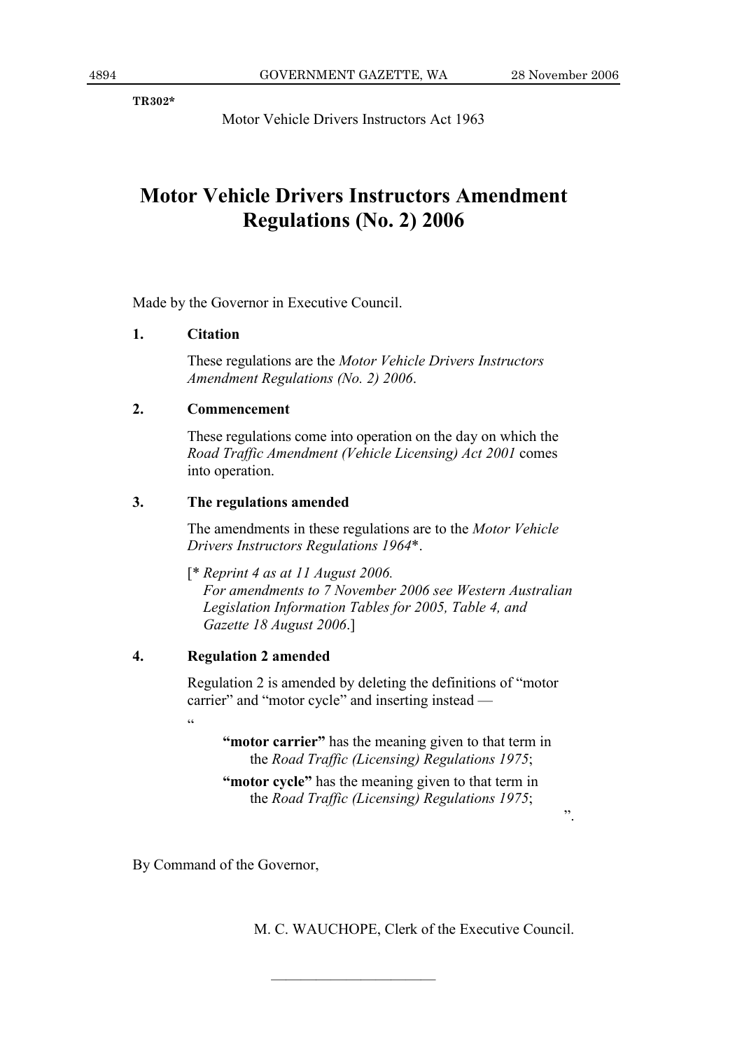TR302*

Motor Vehicle Drivers Instructors Act 1963

# Motor Vehicle Drivers Instructors Amendment Regulations (No. 2) 2006

Made by the Governor in Executive Council.

**1. Citation**

These regulations are the *Motor Vehicle Drivers Instructors Amendment Regulations (No. 2) 2006*.

**2. Commencement**

These regulations come into operation on the day on which the *Road Traffic Amendment (Vehicle Licensing) Act 2001* comes into operation.

**3. The regulations amended**

The amendments in these regulations are to the *Motor Vehicle Drivers Instructors Regulations 1964*\*.

[\* *Reprint 4 as at 11 August 2006.*
*For amendments to 7 November 2006 see Western Australian Legislation Information Tables for 2005, Table 4, and Gazette 18 August 2006*.]

**4. Regulation 2 amended**

Regulation 2 is amended by deleting the definitions of "motor carrier" and "motor cycle" and inserting instead —

"

**"motor carrier"** has the meaning given to that term in the *Road Traffic (Licensing) Regulations 1975*;

**"motor cycle"** has the meaning given to that term in the *Road Traffic (Licensing) Regulations 1975*;

".

By Command of the Governor,

M. C. WAUCHOPE, Clerk of the Executive Council.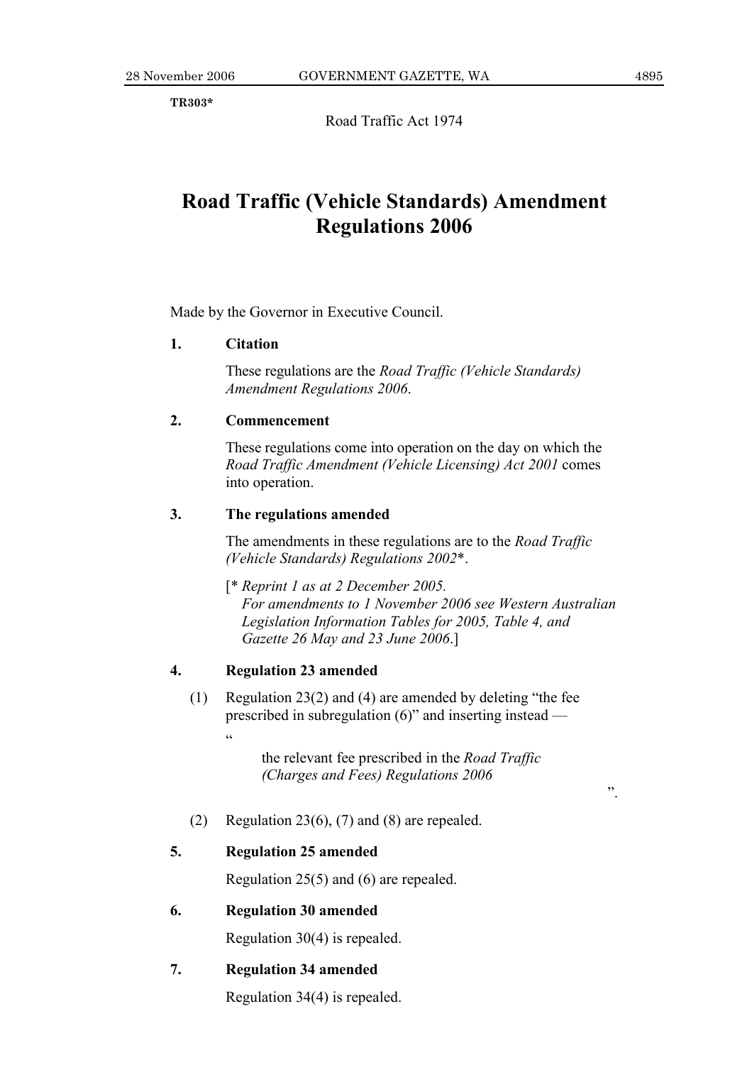**TR303***

Road Traffic Act 1974

# Road Traffic (Vehicle Standards) Amendment Regulations 2006

Made by the Governor in Executive Council.

**1. Citation**

These regulations are the *Road Traffic (Vehicle Standards) Amendment Regulations 2006*.

**2. Commencement**

These regulations come into operation on the day on which the *Road Traffic Amendment (Vehicle Licensing) Act 2001* comes into operation.

**3. The regulations amended**

The amendments in these regulations are to the *Road Traffic (Vehicle Standards) Regulations 2002**.

[* *Reprint 1 as at 2 December 2005. For amendments to 1 November 2006 see Western Australian Legislation Information Tables for 2005, Table 4, and Gazette 26 May and 23 June 2006*.]

**4. Regulation 23 amended**

(1) Regulation 23(2) and (4) are amended by deleting "the fee prescribed in subregulation (6)" and inserting instead —

"

the relevant fee prescribed in the *Road Traffic (Charges and Fees) Regulations 2006*

".

(2) Regulation 23(6), (7) and (8) are repealed.

**5. Regulation 25 amended**

Regulation 25(5) and (6) are repealed.

**6. Regulation 30 amended**

Regulation 30(4) is repealed.

**7. Regulation 34 amended**

Regulation 34(4) is repealed.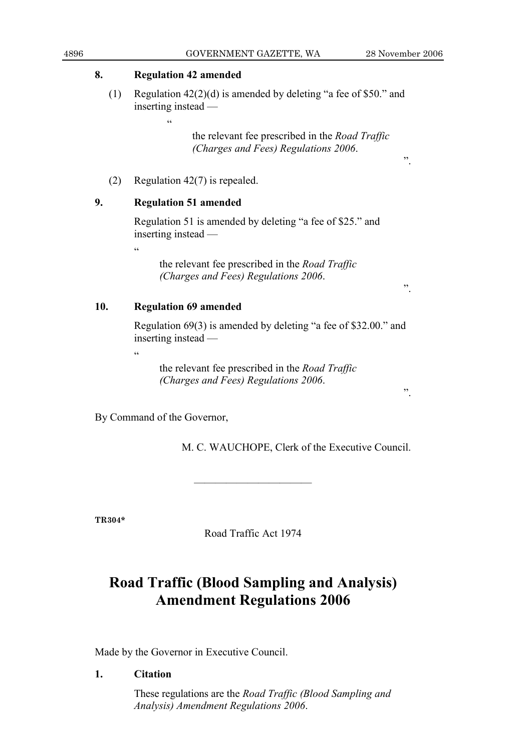**8. Regulation 42 amended**

(1) Regulation 42(2)(d) is amended by deleting "a fee of $50." and inserting instead —

"

the relevant fee prescribed in the *Road Traffic (Charges and Fees) Regulations 2006*.

".

(2) Regulation 42(7) is repealed.

**9. Regulation 51 amended**

Regulation 51 is amended by deleting "a fee of $25." and inserting instead —

"

the relevant fee prescribed in the *Road Traffic (Charges and Fees) Regulations 2006*.

".

**10. Regulation 69 amended**

Regulation 69(3) is amended by deleting "a fee of $32.00." and inserting instead —

"

the relevant fee prescribed in the *Road Traffic (Charges and Fees) Regulations 2006*.

".

By Command of the Governor,

M. C. WAUCHOPE, Clerk of the Executive Council.

---

**TR304***

Road Traffic Act 1974

# Road Traffic (Blood Sampling and Analysis) Amendment Regulations 2006

Made by the Governor in Executive Council.

**1. Citation**

These regulations are the *Road Traffic (Blood Sampling and Analysis) Amendment Regulations 2006*.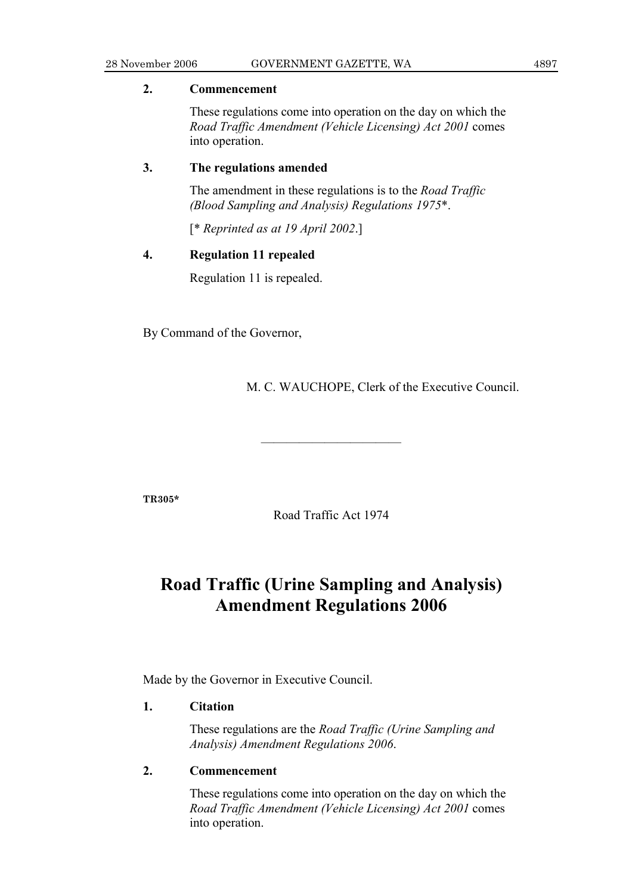**2. Commencement**

These regulations come into operation on the day on which the *Road Traffic Amendment (Vehicle Licensing) Act 2001* comes into operation.

**3. The regulations amended**

The amendment in these regulations is to the *Road Traffic (Blood Sampling and Analysis) Regulations 1975*\*.

[\* *Reprinted as at 19 April 2002*.]

**4. Regulation 11 repealed**

Regulation 11 is repealed.

By Command of the Governor,

M. C. WAUCHOPE, Clerk of the Executive Council.

---

**TR305\***

Road Traffic Act 1974

# Road Traffic (Urine Sampling and Analysis) Amendment Regulations 2006

Made by the Governor in Executive Council.

**1. Citation**

These regulations are the *Road Traffic (Urine Sampling and Analysis) Amendment Regulations 2006*.

**2. Commencement**

These regulations come into operation on the day on which the *Road Traffic Amendment (Vehicle Licensing) Act 2001* comes into operation.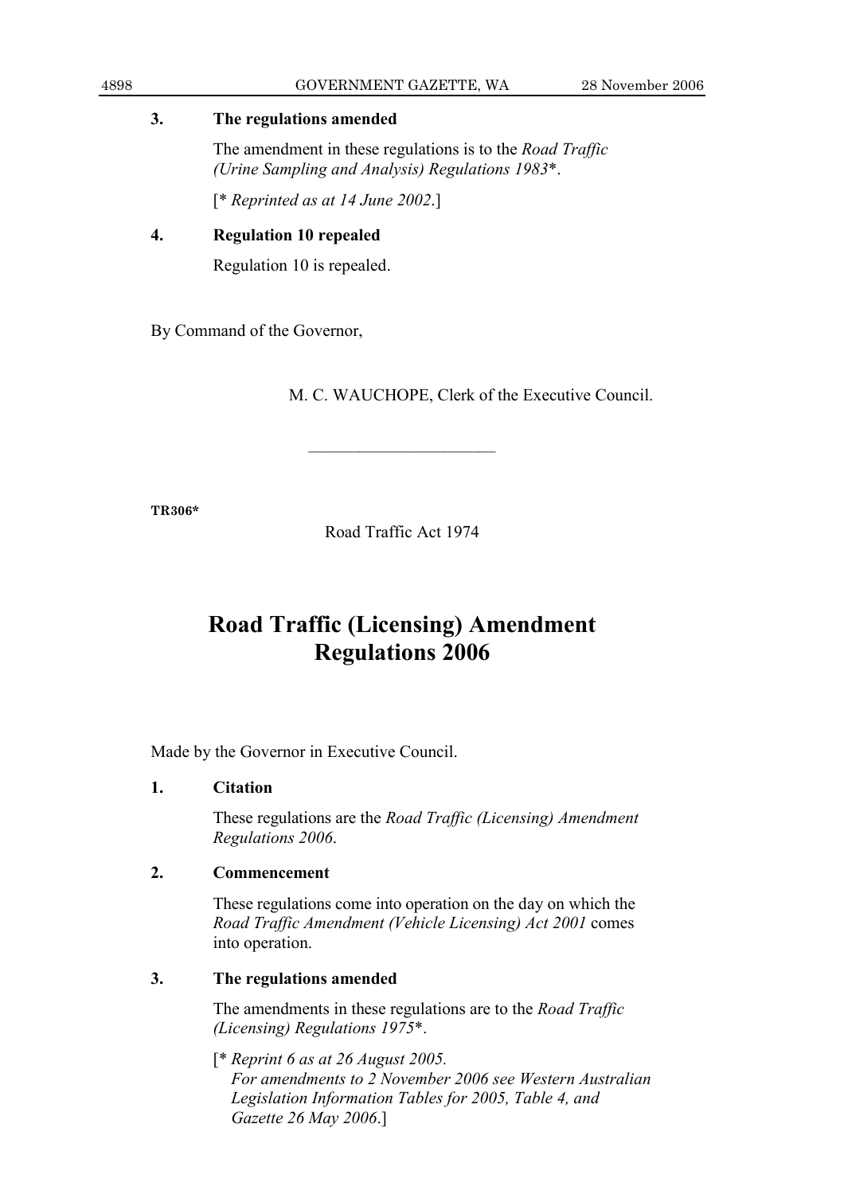**3. The regulations amended**

The amendment in these regulations is to the *Road Traffic (Urine Sampling and Analysis) Regulations 1983*\*.

[\* *Reprinted as at 14 June 2002*.]

**4. Regulation 10 repealed**

Regulation 10 is repealed.

By Command of the Governor,

M. C. WAUCHOPE, Clerk of the Executive Council.

---

**TR306\***

Road Traffic Act 1974

# Road Traffic (Licensing) Amendment Regulations 2006

Made by the Governor in Executive Council.

**1. Citation**

These regulations are the *Road Traffic (Licensing) Amendment Regulations 2006*.

**2. Commencement**

These regulations come into operation on the day on which the *Road Traffic Amendment (Vehicle Licensing) Act 2001* comes into operation.

**3. The regulations amended**

The amendments in these regulations are to the *Road Traffic (Licensing) Regulations 1975*\*.

[\* *Reprint 6 as at 26 August 2005.*
*For amendments to 2 November 2006 see Western Australian Legislation Information Tables for 2005, Table 4, and Gazette 26 May 2006*.]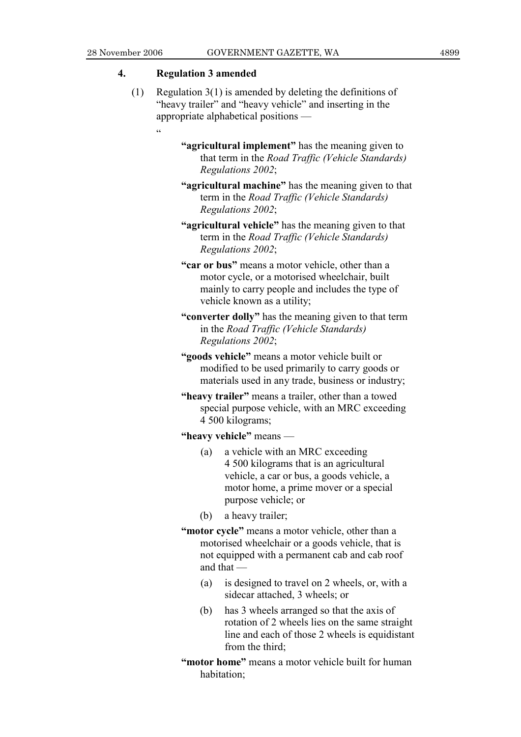## 4. Regulation 3 amended

(1) Regulation 3(1) is amended by deleting the definitions of "heavy trailer" and "heavy vehicle" and inserting in the appropriate alphabetical positions —

"

**"agricultural implement"** has the meaning given to that term in the *Road Traffic (Vehicle Standards) Regulations 2002*;

**"agricultural machine"** has the meaning given to that term in the *Road Traffic (Vehicle Standards) Regulations 2002*;

**"agricultural vehicle"** has the meaning given to that term in the *Road Traffic (Vehicle Standards) Regulations 2002*;

**"car or bus"** means a motor vehicle, other than a motor cycle, or a motorised wheelchair, built mainly to carry people and includes the type of vehicle known as a utility;

**"converter dolly"** has the meaning given to that term in the *Road Traffic (Vehicle Standards) Regulations 2002*;

**"goods vehicle"** means a motor vehicle built or modified to be used primarily to carry goods or materials used in any trade, business or industry;

**"heavy trailer"** means a trailer, other than a towed special purpose vehicle, with an MRC exceeding 4 500 kilograms;

**"heavy vehicle"** means —

(a) a vehicle with an MRC exceeding 4 500 kilograms that is an agricultural vehicle, a car or bus, a goods vehicle, a motor home, a prime mover or a special purpose vehicle; or

(b) a heavy trailer;

**"motor cycle"** means a motor vehicle, other than a motorised wheelchair or a goods vehicle, that is not equipped with a permanent cab and cab roof and that —

(a) is designed to travel on 2 wheels, or, with a sidecar attached, 3 wheels; or

(b) has 3 wheels arranged so that the axis of rotation of 2 wheels lies on the same straight line and each of those 2 wheels is equidistant from the third;

**"motor home"** means a motor vehicle built for human habitation;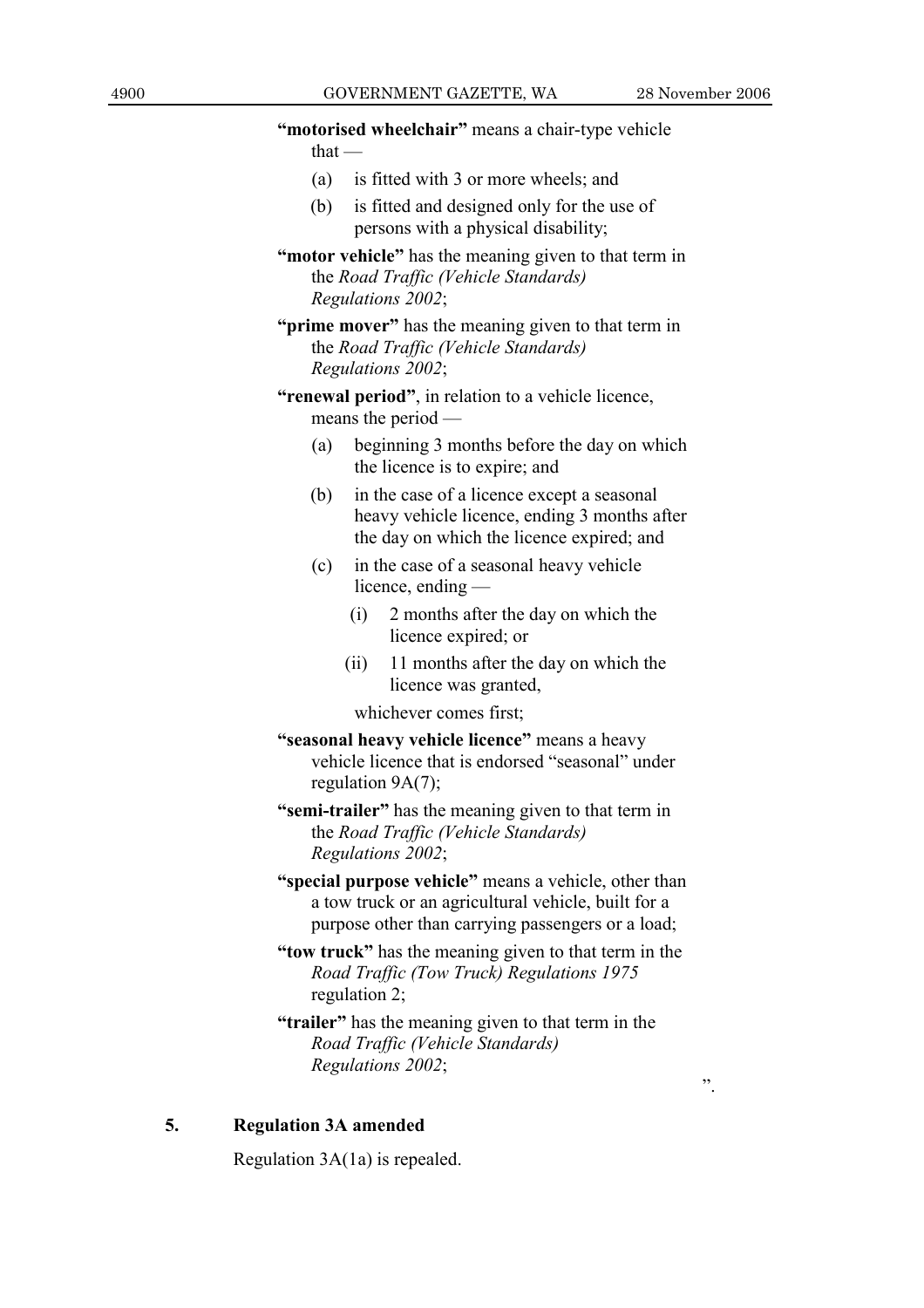**"motorised wheelchair"** means a chair-type vehicle that —

(a) is fitted with 3 or more wheels; and

(b) is fitted and designed only for the use of persons with a physical disability;

**"motor vehicle"** has the meaning given to that term in the *Road Traffic (Vehicle Standards) Regulations 2002*;

**"prime mover"** has the meaning given to that term in the *Road Traffic (Vehicle Standards) Regulations 2002*;

**"renewal period"**, in relation to a vehicle licence, means the period —

(a) beginning 3 months before the day on which the licence is to expire; and

(b) in the case of a licence except a seasonal heavy vehicle licence, ending 3 months after the day on which the licence expired; and

(c) in the case of a seasonal heavy vehicle licence, ending —

(i) 2 months after the day on which the licence expired; or

(ii) 11 months after the day on which the licence was granted,

whichever comes first;

**"seasonal heavy vehicle licence"** means a heavy vehicle licence that is endorsed "seasonal" under regulation 9A(7);

**"semi-trailer"** has the meaning given to that term in the *Road Traffic (Vehicle Standards) Regulations 2002*;

**"special purpose vehicle"** means a vehicle, other than a tow truck or an agricultural vehicle, built for a purpose other than carrying passengers or a load;

**"tow truck"** has the meaning given to that term in the *Road Traffic (Tow Truck) Regulations 1975* regulation 2;

**"trailer"** has the meaning given to that term in the *Road Traffic (Vehicle Standards) Regulations 2002*;

".

### 5. Regulation 3A amended

Regulation 3A(1a) is repealed.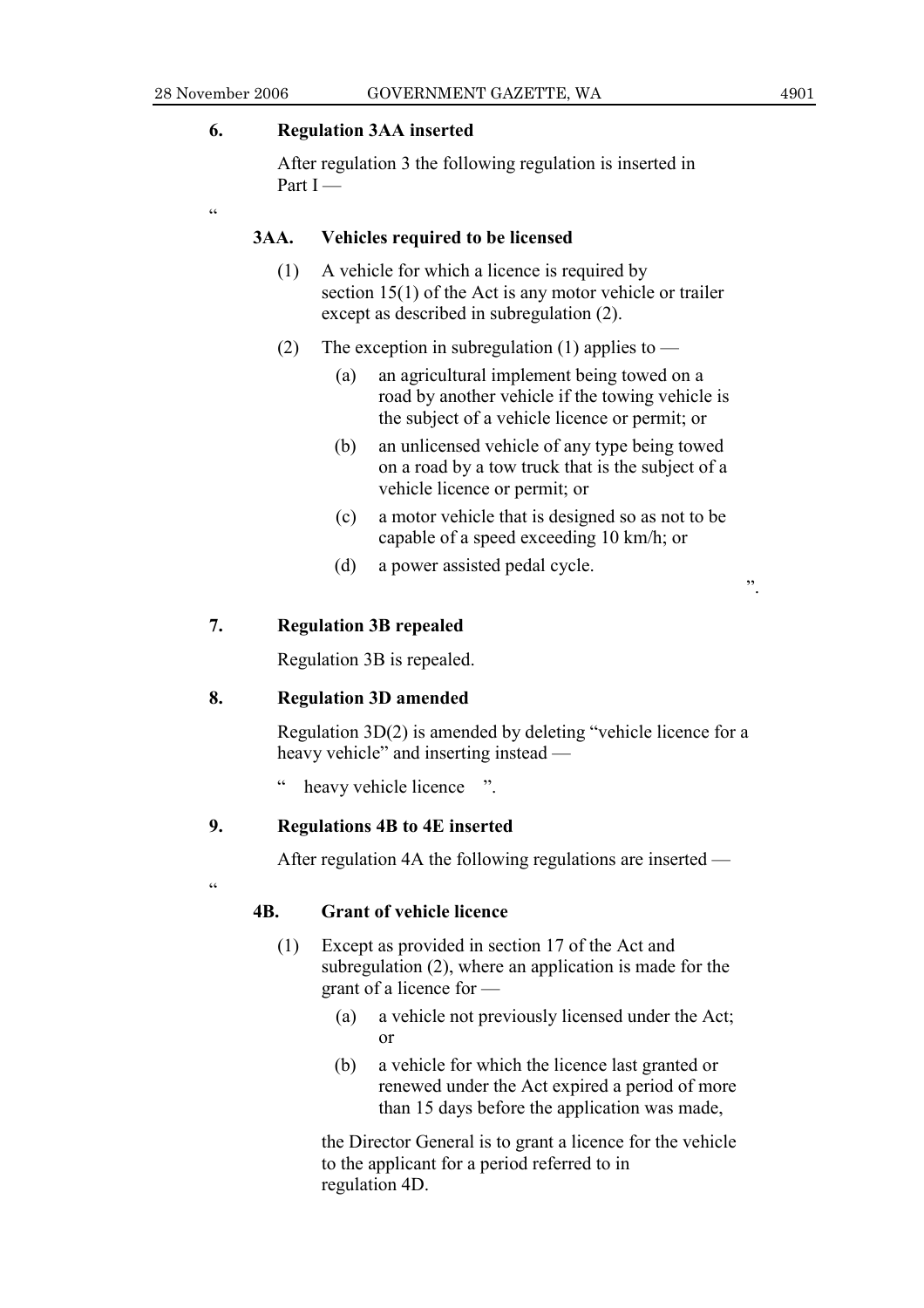**6. Regulation 3AA inserted**

After regulation 3 the following regulation is inserted in Part I —

"

**3AA. Vehicles required to be licensed**

(1) A vehicle for which a licence is required by section 15(1) of the Act is any motor vehicle or trailer except as described in subregulation (2).

(2) The exception in subregulation (1) applies to —

- (a) an agricultural implement being towed on a road by another vehicle if the towing vehicle is the subject of a vehicle licence or permit; or
- (b) an unlicensed vehicle of any type being towed on a road by a tow truck that is the subject of a vehicle licence or permit; or
- (c) a motor vehicle that is designed so as not to be capable of a speed exceeding 10 km/h; or
- (d) a power assisted pedal cycle.

".

**7. Regulation 3B repealed**

Regulation 3B is repealed.

**8. Regulation 3D amended**

Regulation 3D(2) is amended by deleting "vehicle licence for a heavy vehicle" and inserting instead —

" heavy vehicle licence ".

**9. Regulations 4B to 4E inserted**

After regulation 4A the following regulations are inserted —

"

**4B. Grant of vehicle licence**

(1) Except as provided in section 17 of the Act and subregulation (2), where an application is made for the grant of a licence for —

- (a) a vehicle not previously licensed under the Act; or
- (b) a vehicle for which the licence last granted or renewed under the Act expired a period of more than 15 days before the application was made,

the Director General is to grant a licence for the vehicle to the applicant for a period referred to in regulation 4D.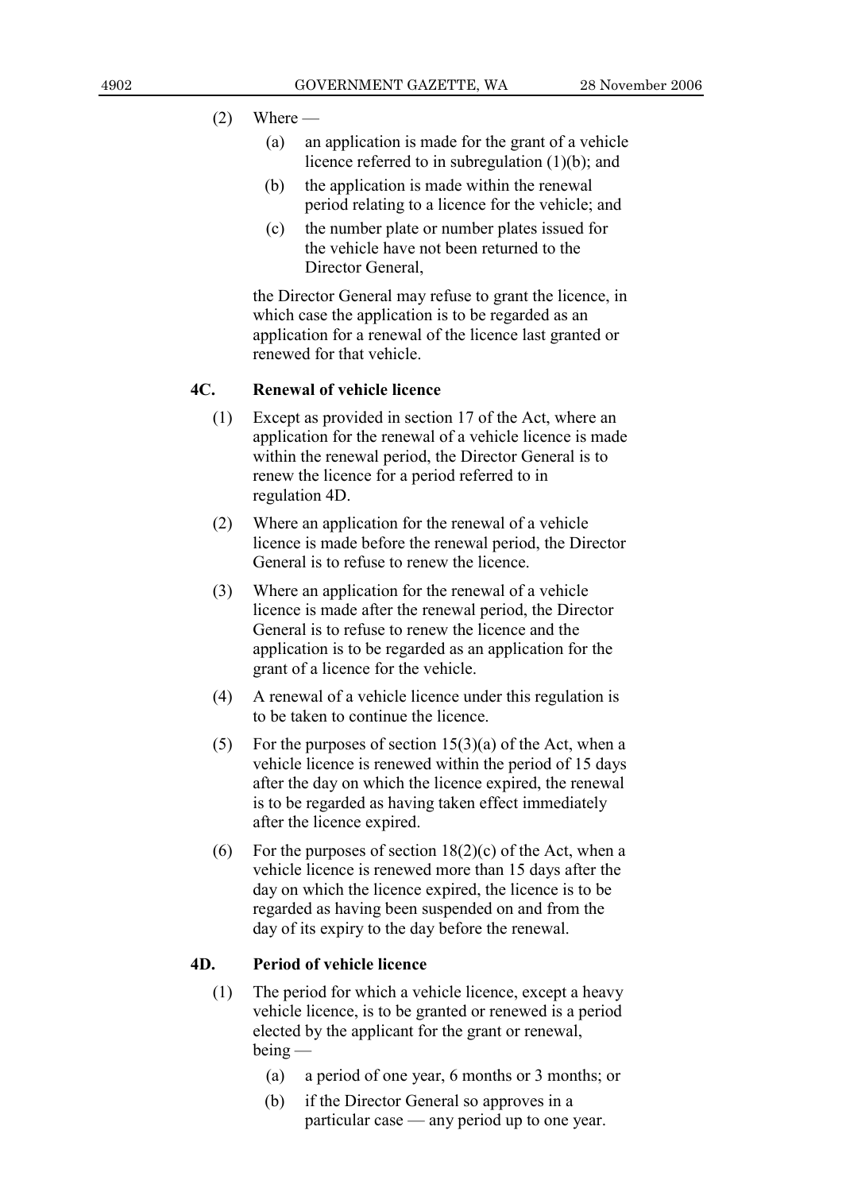(2) Where —

(a) an application is made for the grant of a vehicle licence referred to in subregulation (1)(b); and

(b) the application is made within the renewal period relating to a licence for the vehicle; and

(c) the number plate or number plates issued for the vehicle have not been returned to the Director General,

the Director General may refuse to grant the licence, in which case the application is to be regarded as an application for a renewal of the licence last granted or renewed for that vehicle.

**4C. Renewal of vehicle licence**

(1) Except as provided in section 17 of the Act, where an application for the renewal of a vehicle licence is made within the renewal period, the Director General is to renew the licence for a period referred to in regulation 4D.

(2) Where an application for the renewal of a vehicle licence is made before the renewal period, the Director General is to refuse to renew the licence.

(3) Where an application for the renewal of a vehicle licence is made after the renewal period, the Director General is to refuse to renew the licence and the application is to be regarded as an application for the grant of a licence for the vehicle.

(4) A renewal of a vehicle licence under this regulation is to be taken to continue the licence.

(5) For the purposes of section 15(3)(a) of the Act, when a vehicle licence is renewed within the period of 15 days after the day on which the licence expired, the renewal is to be regarded as having taken effect immediately after the licence expired.

(6) For the purposes of section 18(2)(c) of the Act, when a vehicle licence is renewed more than 15 days after the day on which the licence expired, the licence is to be regarded as having been suspended on and from the day of its expiry to the day before the renewal.

**4D. Period of vehicle licence**

(1) The period for which a vehicle licence, except a heavy vehicle licence, is to be granted or renewed is a period elected by the applicant for the grant or renewal, being —

(a) a period of one year, 6 months or 3 months; or

(b) if the Director General so approves in a particular case — any period up to one year.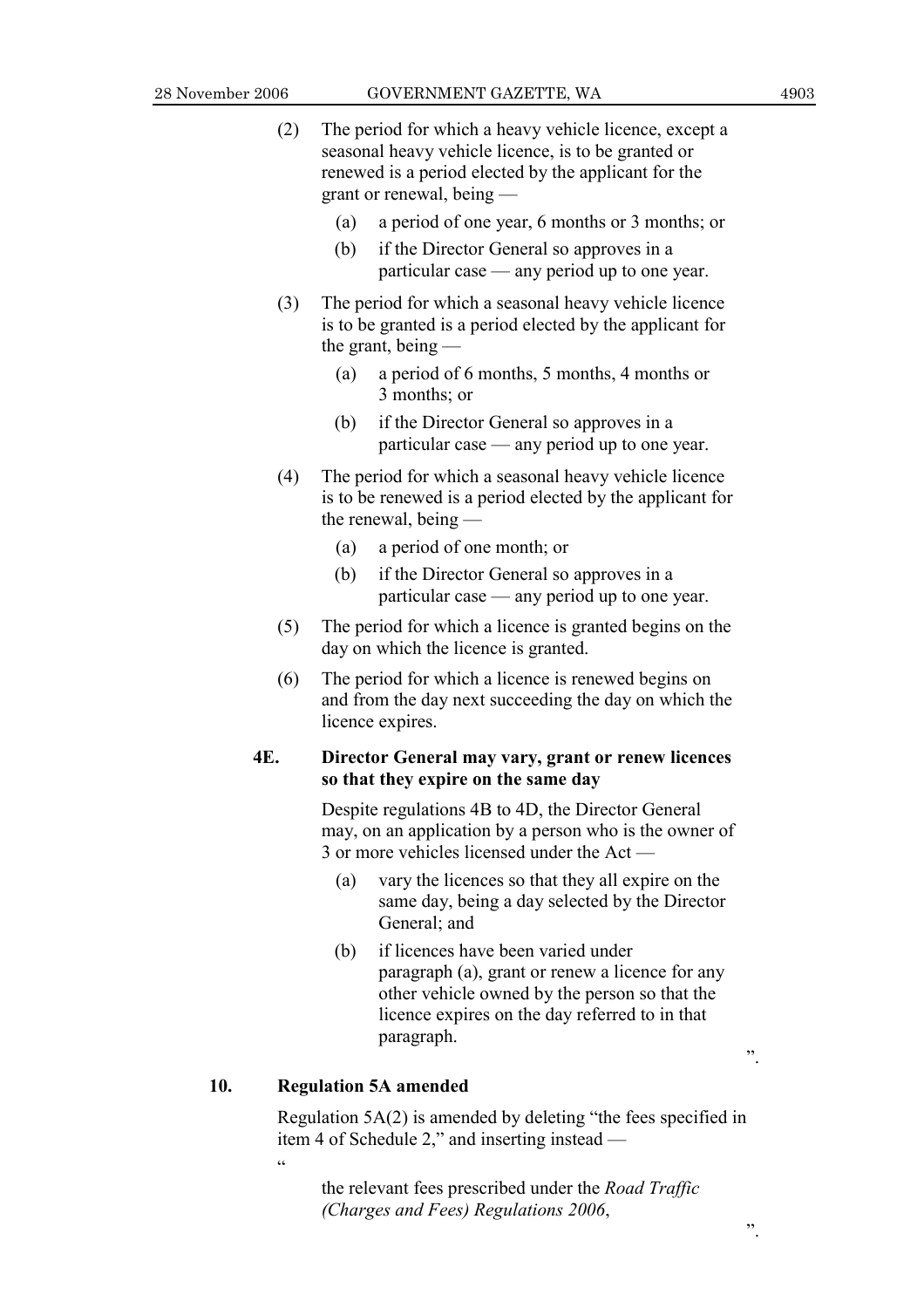(2) The period for which a heavy vehicle licence, except a seasonal heavy vehicle licence, is to be granted or renewed is a period elected by the applicant for the grant or renewal, being —

(a) a period of one year, 6 months or 3 months; or

(b) if the Director General so approves in a particular case — any period up to one year.

(3) The period for which a seasonal heavy vehicle licence is to be granted is a period elected by the applicant for the grant, being —

(a) a period of 6 months, 5 months, 4 months or 3 months; or

(b) if the Director General so approves in a particular case — any period up to one year.

(4) The period for which a seasonal heavy vehicle licence is to be renewed is a period elected by the applicant for the renewal, being —

(a) a period of one month; or

(b) if the Director General so approves in a particular case — any period up to one year.

(5) The period for which a licence is granted begins on the day on which the licence is granted.

(6) The period for which a licence is renewed begins on and from the day next succeeding the day on which the licence expires.

**4E. Director General may vary, grant or renew licences so that they expire on the same day**

Despite regulations 4B to 4D, the Director General may, on an application by a person who is the owner of 3 or more vehicles licensed under the Act —

(a) vary the licences so that they all expire on the same day, being a day selected by the Director General; and

(b) if licences have been varied under paragraph (a), grant or renew a licence for any other vehicle owned by the person so that the licence expires on the day referred to in that paragraph.

".

**10. Regulation 5A amended**

Regulation 5A(2) is amended by deleting "the fees specified in item 4 of Schedule 2," and inserting instead —

"

the relevant fees prescribed under the *Road Traffic (Charges and Fees) Regulations 2006*,

".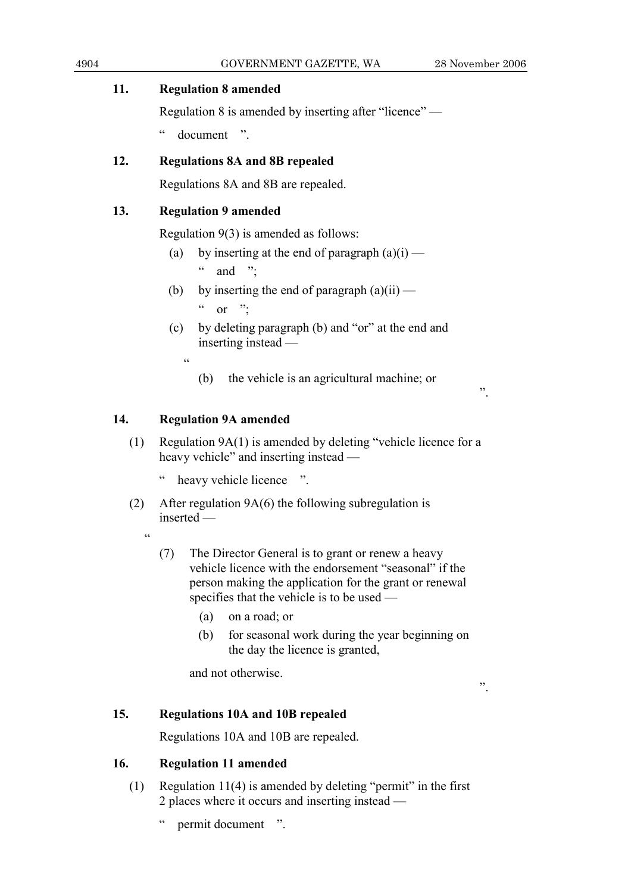**11. Regulation 8 amended**

Regulation 8 is amended by inserting after "licence" —

" document ".

**12. Regulations 8A and 8B repealed**

Regulations 8A and 8B are repealed.

**13. Regulation 9 amended**

Regulation 9(3) is amended as follows:

(a) by inserting at the end of paragraph (a)(i) —

" and ";

(b) by inserting the end of paragraph (a)(ii) —

" or ";

(c) by deleting paragraph (b) and "or" at the end and inserting instead —

"

(b) the vehicle is an agricultural machine; or

".

**14. Regulation 9A amended**

(1) Regulation 9A(1) is amended by deleting "vehicle licence for a heavy vehicle" and inserting instead —

" heavy vehicle licence ".

(2) After regulation 9A(6) the following subregulation is inserted —

"

(7) The Director General is to grant or renew a heavy vehicle licence with the endorsement "seasonal" if the person making the application for the grant or renewal specifies that the vehicle is to be used —

(a) on a road; or

(b) for seasonal work during the year beginning on the day the licence is granted,

and not otherwise.

".

**15. Regulations 10A and 10B repealed**

Regulations 10A and 10B are repealed.

**16. Regulation 11 amended**

(1) Regulation 11(4) is amended by deleting "permit" in the first 2 places where it occurs and inserting instead —

" permit document ".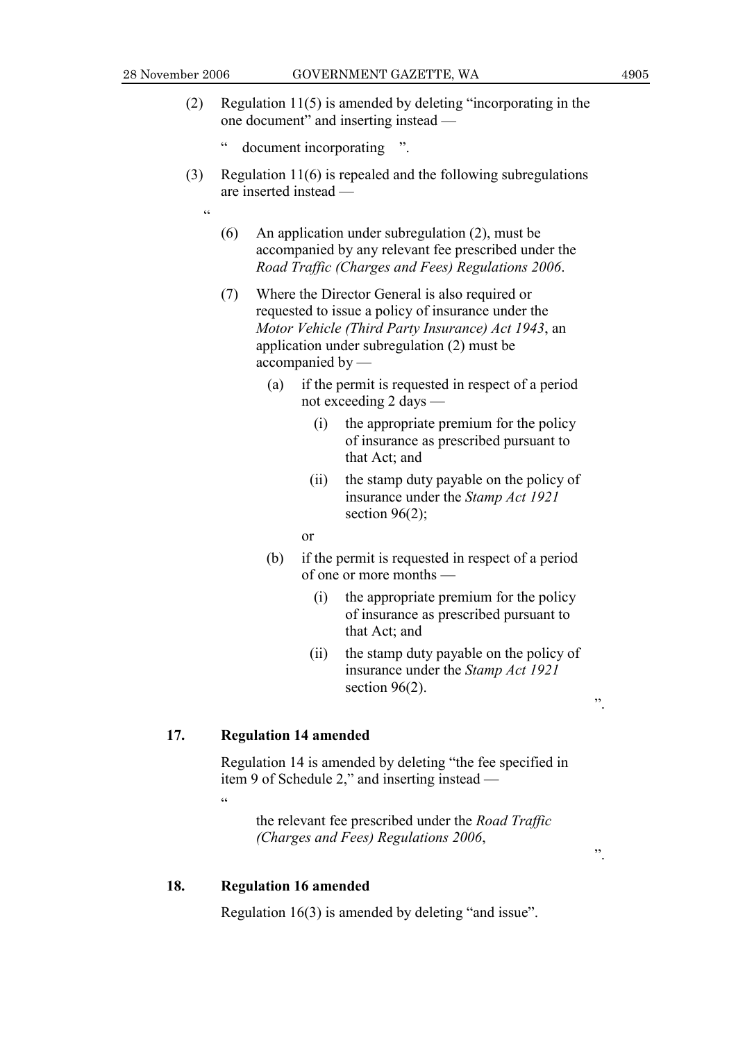(2) Regulation 11(5) is amended by deleting "incorporating in the one document" and inserting instead —

" document incorporating ".

(3) Regulation 11(6) is repealed and the following subregulations are inserted instead —

"

(6) An application under subregulation (2), must be accompanied by any relevant fee prescribed under the *Road Traffic (Charges and Fees) Regulations 2006*.

(7) Where the Director General is also required or requested to issue a policy of insurance under the *Motor Vehicle (Third Party Insurance) Act 1943*, an application under subregulation (2) must be accompanied by —

(a) if the permit is requested in respect of a period not exceeding 2 days —

(i) the appropriate premium for the policy of insurance as prescribed pursuant to that Act; and

(ii) the stamp duty payable on the policy of insurance under the *Stamp Act 1921* section 96(2);

or

(b) if the permit is requested in respect of a period of one or more months —

(i) the appropriate premium for the policy of insurance as prescribed pursuant to that Act; and

(ii) the stamp duty payable on the policy of insurance under the *Stamp Act 1921* section 96(2).

".

## 17. Regulation 14 amended

Regulation 14 is amended by deleting "the fee specified in item 9 of Schedule 2," and inserting instead —

"

the relevant fee prescribed under the *Road Traffic (Charges and Fees) Regulations 2006*,

".

## 18. Regulation 16 amended

Regulation 16(3) is amended by deleting "and issue".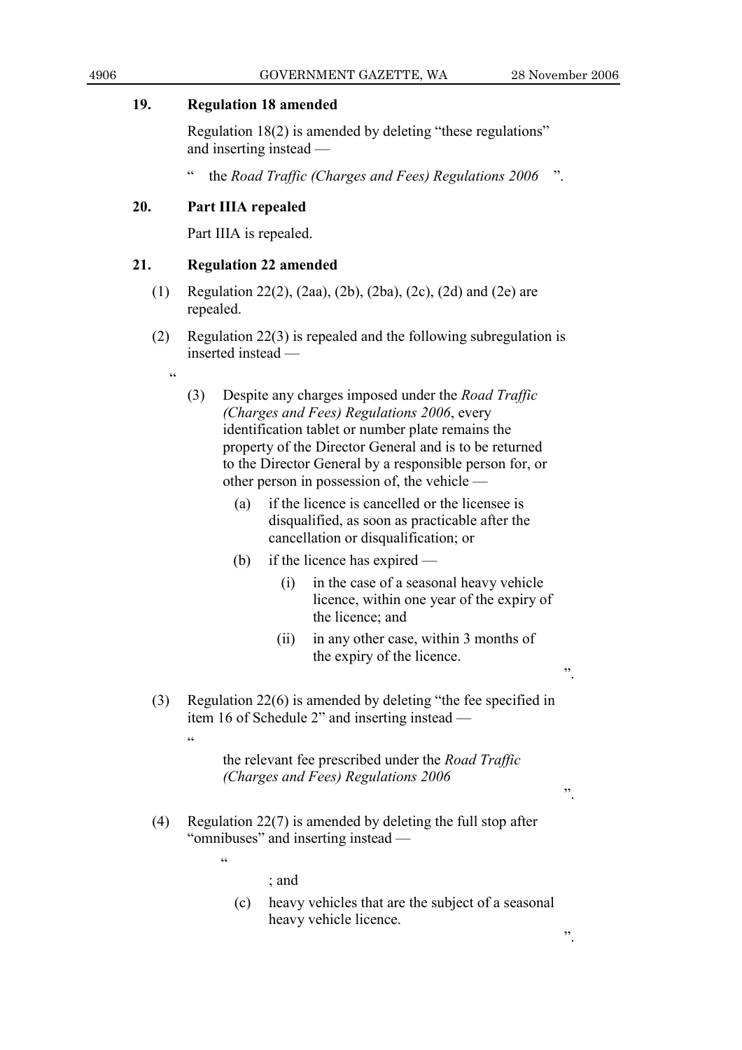### 19. Regulation 18 amended

Regulation 18(2) is amended by deleting "these regulations" and inserting instead —

" the *Road Traffic (Charges and Fees) Regulations 2006* ".

### 20. Part IIIA repealed

Part IIIA is repealed.

### 21. Regulation 22 amended

(1) Regulation 22(2), (2aa), (2b), (2ba), (2c), (2d) and (2e) are repealed.

(2) Regulation 22(3) is repealed and the following subregulation is inserted instead —

"

(3) Despite any charges imposed under the *Road Traffic (Charges and Fees) Regulations 2006*, every identification tablet or number plate remains the property of the Director General and is to be returned to the Director General by a responsible person for, or other person in possession of, the vehicle —

(a) if the licence is cancelled or the licensee is disqualified, as soon as practicable after the cancellation or disqualification; or

(b) if the licence has expired —

(i) in the case of a seasonal heavy vehicle licence, within one year of the expiry of the licence; and

(ii) in any other case, within 3 months of the expiry of the licence.

".

(3) Regulation 22(6) is amended by deleting "the fee specified in item 16 of Schedule 2" and inserting instead —

"

the relevant fee prescribed under the *Road Traffic (Charges and Fees) Regulations 2006*

".

(4) Regulation 22(7) is amended by deleting the full stop after "omnibuses" and inserting instead —

"

; and

(c) heavy vehicles that are the subject of a seasonal heavy vehicle licence.

".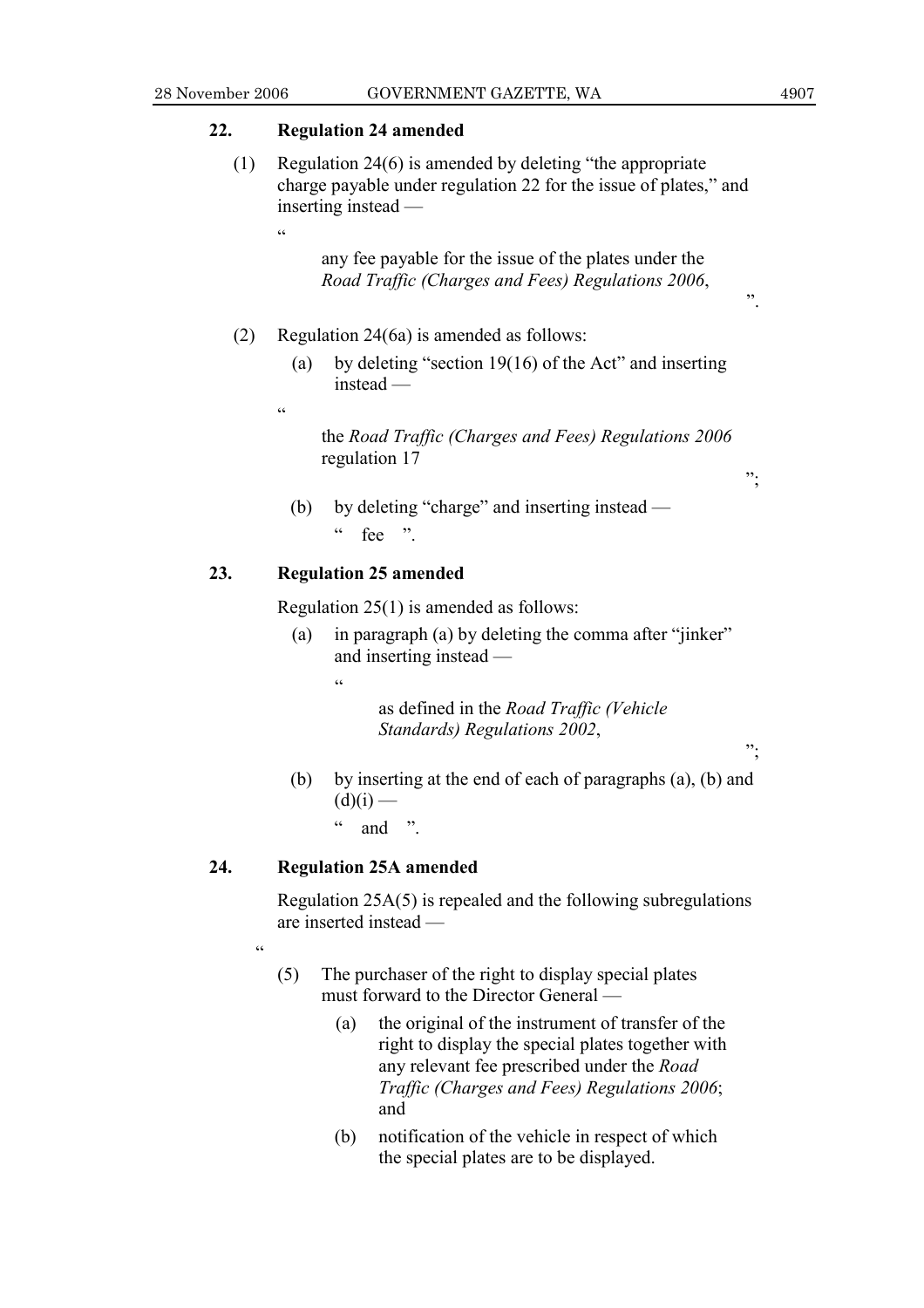### 22. Regulation 24 amended

(1) Regulation 24(6) is amended by deleting "the appropriate charge payable under regulation 22 for the issue of plates," and inserting instead —

"

any fee payable for the issue of the plates under the *Road Traffic (Charges and Fees) Regulations 2006*,

".

(2) Regulation 24(6a) is amended as follows:

(a) by deleting "section 19(16) of the Act" and inserting instead —

"

the *Road Traffic (Charges and Fees) Regulations 2006* regulation 17

";

(b) by deleting "charge" and inserting instead —

" fee ".

### 23. Regulation 25 amended

Regulation 25(1) is amended as follows:

(a) in paragraph (a) by deleting the comma after "jinker" and inserting instead —

"

as defined in the *Road Traffic (Vehicle Standards) Regulations 2002*,

";

(b) by inserting at the end of each of paragraphs (a), (b) and (d)(i) —

" and ".

### 24. Regulation 25A amended

Regulation 25A(5) is repealed and the following subregulations are inserted instead —

"

(5) The purchaser of the right to display special plates must forward to the Director General —

(a) the original of the instrument of transfer of the right to display the special plates together with any relevant fee prescribed under the *Road Traffic (Charges and Fees) Regulations 2006*; and

(b) notification of the vehicle in respect of which the special plates are to be displayed.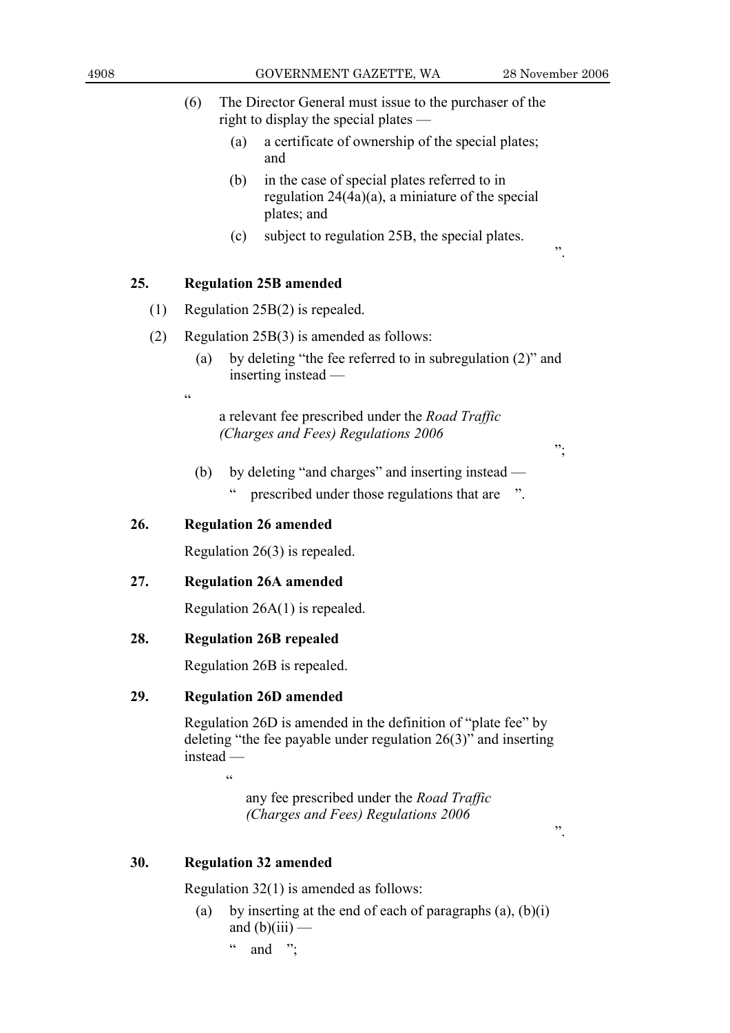(6) The Director General must issue to the purchaser of the right to display the special plates —

(a) a certificate of ownership of the special plates; and

(b) in the case of special plates referred to in regulation 24(4a)(a), a miniature of the special plates; and

(c) subject to regulation 25B, the special plates.

".

**25. Regulation 25B amended**

(1) Regulation 25B(2) is repealed.

(2) Regulation 25B(3) is amended as follows:

(a) by deleting "the fee referred to in subregulation (2)" and inserting instead —

"

a relevant fee prescribed under the *Road Traffic (Charges and Fees) Regulations 2006*

";

(b) by deleting "and charges" and inserting instead —

" prescribed under those regulations that are ".

**26. Regulation 26 amended**

Regulation 26(3) is repealed.

**27. Regulation 26A amended**

Regulation 26A(1) is repealed.

**28. Regulation 26B repealed**

Regulation 26B is repealed.

**29. Regulation 26D amended**

Regulation 26D is amended in the definition of "plate fee" by deleting "the fee payable under regulation 26(3)" and inserting instead —

"

any fee prescribed under the *Road Traffic (Charges and Fees) Regulations 2006*

".

**30. Regulation 32 amended**

Regulation 32(1) is amended as follows:

(a) by inserting at the end of each of paragraphs (a), (b)(i) and (b)(iii) —

" and ";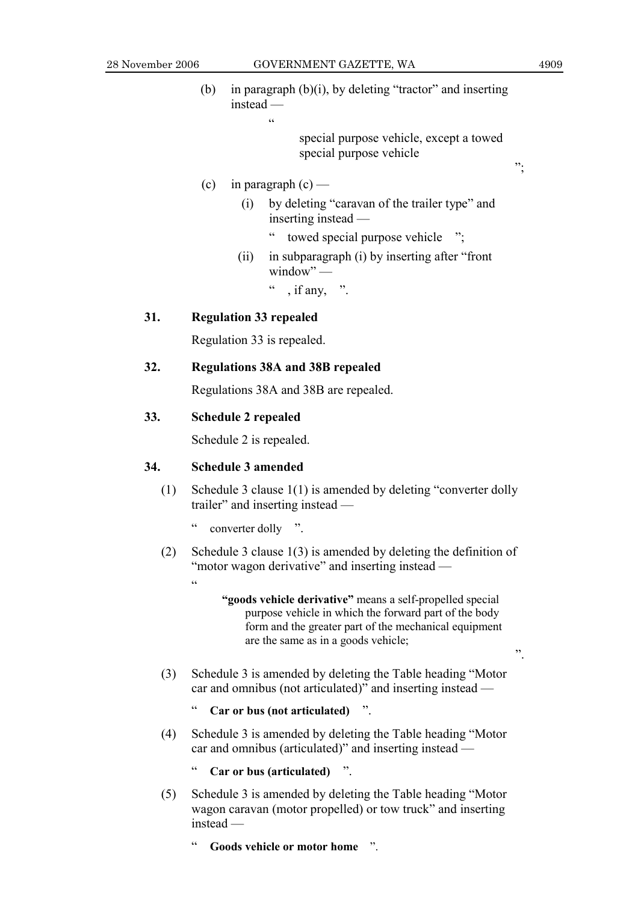(b) in paragraph (b)(i), by deleting “tractor” and inserting instead —

“

special purpose vehicle, except a towed special purpose vehicle

”;

(c) in paragraph (c) —

(i) by deleting “caravan of the trailer type” and inserting instead —

“ towed special purpose vehicle ”;

(ii) in subparagraph (i) by inserting after “front window” —

“ , if any, ”.

## 31. Regulation 33 repealed

Regulation 33 is repealed.

## 32. Regulations 38A and 38B repealed

Regulations 38A and 38B are repealed.

## 33. Schedule 2 repealed

Schedule 2 is repealed.

## 34. Schedule 3 amended

(1) Schedule 3 clause 1(1) is amended by deleting “converter dolly trailer” and inserting instead —

“ converter dolly ”.

(2) Schedule 3 clause 1(3) is amended by deleting the definition of “motor wagon derivative” and inserting instead —

“

**“goods vehicle derivative”** means a self-propelled special purpose vehicle in which the forward part of the body form and the greater part of the mechanical equipment are the same as in a goods vehicle;

”.

(3) Schedule 3 is amended by deleting the Table heading “Motor car and omnibus (not articulated)” and inserting instead —

“ **Car or bus (not articulated)** ”.

(4) Schedule 3 is amended by deleting the Table heading “Motor car and omnibus (articulated)” and inserting instead —

“ **Car or bus (articulated)** ”.

(5) Schedule 3 is amended by deleting the Table heading “Motor wagon caravan (motor propelled) or tow truck” and inserting instead —

“ **Goods vehicle or motor home** ”.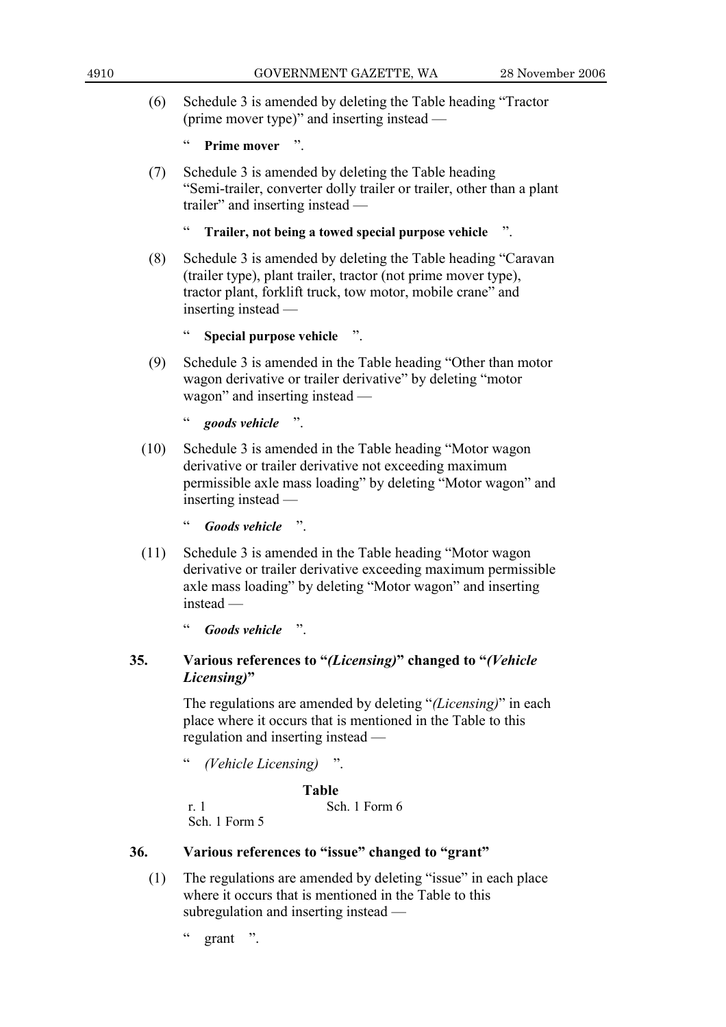(6) Schedule 3 is amended by deleting the Table heading "Tractor (prime mover type)" and inserting instead —

" **Prime mover** ".

(7) Schedule 3 is amended by deleting the Table heading "Semi-trailer, converter dolly trailer or trailer, other than a plant trailer" and inserting instead —

" **Trailer, not being a towed special purpose vehicle** ".

(8) Schedule 3 is amended by deleting the Table heading "Caravan (trailer type), plant trailer, tractor (not prime mover type), tractor plant, forklift truck, tow motor, mobile crane" and inserting instead —

" **Special purpose vehicle** ".

(9) Schedule 3 is amended in the Table heading "Other than motor wagon derivative or trailer derivative" by deleting "motor wagon" and inserting instead —

" ***goods vehicle*** ".

(10) Schedule 3 is amended in the Table heading "Motor wagon derivative or trailer derivative not exceeding maximum permissible axle mass loading" by deleting "Motor wagon" and inserting instead —

" ***Goods vehicle*** ".

(11) Schedule 3 is amended in the Table heading "Motor wagon derivative or trailer derivative exceeding maximum permissible axle mass loading" by deleting "Motor wagon" and inserting instead —

" ***Goods vehicle*** ".

## 35. Various references to "*(Licensing)*" changed to "*(Vehicle Licensing)*"

The regulations are amended by deleting "*(Licensing)*" in each place where it occurs that is mentioned in the Table to this regulation and inserting instead —

" *(Vehicle Licensing)* ".

**Table**

| | |
|---|---|
| r. 1 | Sch. 1 Form 6 |
| Sch. 1 Form 5 | |

## 36. Various references to "issue" changed to "grant"

(1) The regulations are amended by deleting "issue" in each place where it occurs that is mentioned in the Table to this subregulation and inserting instead —

" grant ".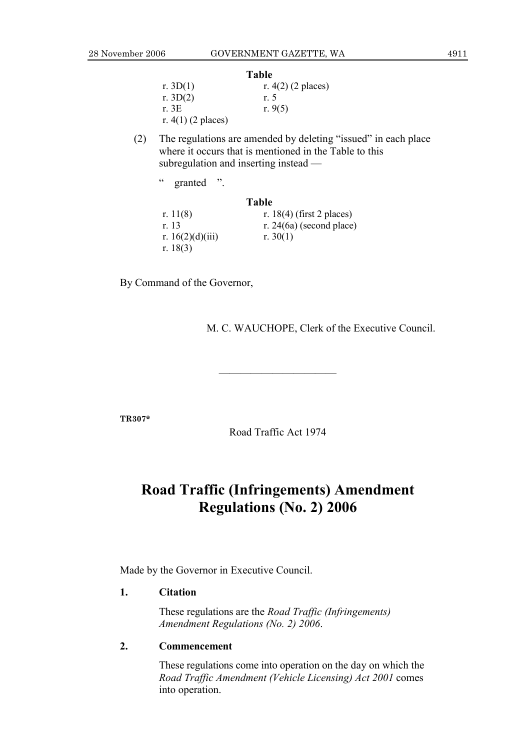**Table**

| | |
|---|---|
| r. 3D(1) | r. 4(2) (2 places) |
| r. 3D(2) | r. 5 |
| r. 3E | r. 9(5) |
| r. 4(1) (2 places) | |

(2) The regulations are amended by deleting "issued" in each place where it occurs that is mentioned in the Table to this subregulation and inserting instead —

" granted ".

**Table**

| | |
|---|---|
| r. 11(8) | r. 18(4) (first 2 places) |
| r. 13 | r. 24(6a) (second place) |
| r. 16(2)(d)(iii) | r. 30(1) |
| r. 18(3) | |

By Command of the Governor,

M. C. WAUCHOPE, Clerk of the Executive Council.

---

**TR307***

Road Traffic Act 1974

# Road Traffic (Infringements) Amendment Regulations (No. 2) 2006

Made by the Governor in Executive Council.

**1. Citation**

These regulations are the *Road Traffic (Infringements) Amendment Regulations (No. 2) 2006*.

**2. Commencement**

These regulations come into operation on the day on which the *Road Traffic Amendment (Vehicle Licensing) Act 2001* comes into operation.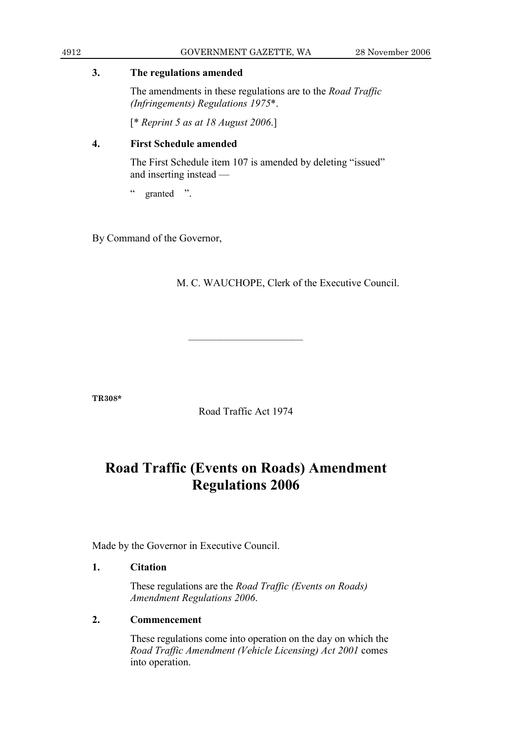**3. The regulations amended**

The amendments in these regulations are to the *Road Traffic (Infringements) Regulations 1975*\*.

[\* *Reprint 5 as at 18 August 2006*.]

**4. First Schedule amended**

The First Schedule item 107 is amended by deleting "issued" and inserting instead —

" granted ".

By Command of the Governor,

M. C. WAUCHOPE, Clerk of the Executive Council.

---

**TR308\***

Road Traffic Act 1974

# Road Traffic (Events on Roads) Amendment Regulations 2006

Made by the Governor in Executive Council.

**1. Citation**

These regulations are the *Road Traffic (Events on Roads) Amendment Regulations 2006*.

**2. Commencement**

These regulations come into operation on the day on which the *Road Traffic Amendment (Vehicle Licensing) Act 2001* comes into operation.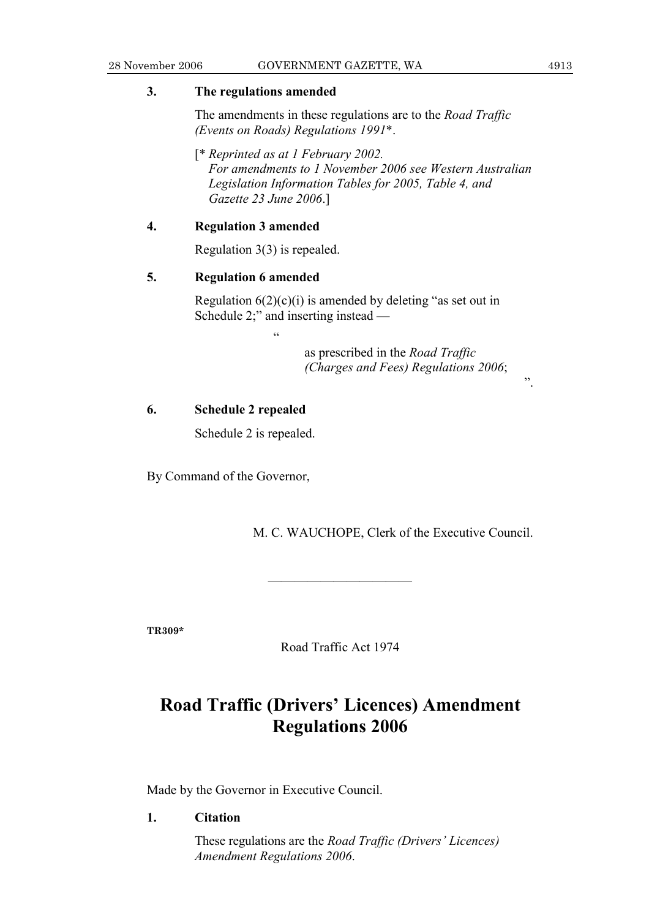**3. The regulations amended**

The amendments in these regulations are to the *Road Traffic (Events on Roads) Regulations 1991*\*.

[\* *Reprinted as at 1 February 2002.*
*For amendments to 1 November 2006 see Western Australian Legislation Information Tables for 2005, Table 4, and Gazette 23 June 2006*.]

**4. Regulation 3 amended**

Regulation 3(3) is repealed.

**5. Regulation 6 amended**

Regulation 6(2)(c)(i) is amended by deleting "as set out in Schedule 2;" and inserting instead —

"

as prescribed in the *Road Traffic (Charges and Fees) Regulations 2006*;

".

**6. Schedule 2 repealed**

Schedule 2 is repealed.

By Command of the Governor,

M. C. WAUCHOPE, Clerk of the Executive Council.

---

**TR309\***

Road Traffic Act 1974

# Road Traffic (Drivers' Licences) Amendment Regulations 2006

Made by the Governor in Executive Council.

**1. Citation**

These regulations are the *Road Traffic (Drivers' Licences) Amendment Regulations 2006*.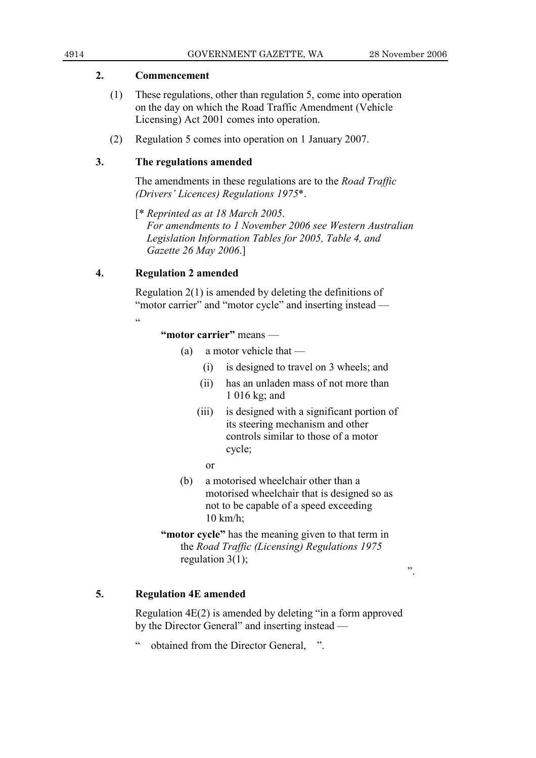### 2. Commencement

(1) These regulations, other than regulation 5, come into operation on the day on which the Road Traffic Amendment (Vehicle Licensing) Act 2001 comes into operation.

(2) Regulation 5 comes into operation on 1 January 2007.

### 3. The regulations amended

The amendments in these regulations are to the *Road Traffic (Drivers' Licences) Regulations 1975*\*.

[\* *Reprinted as at 18 March 2005.*
*For amendments to 1 November 2006 see Western Australian Legislation Information Tables for 2005, Table 4, and Gazette 26 May 2006*.]

### 4. Regulation 2 amended

Regulation 2(1) is amended by deleting the definitions of "motor carrier" and "motor cycle" and inserting instead —

"

**"motor carrier"** means —

- (a) a motor vehicle that —
  - (i) is designed to travel on 3 wheels; and
  - (ii) has an unladen mass of not more than 1 016 kg; and
  - (iii) is designed with a significant portion of its steering mechanism and other controls similar to those of a motor cycle;

  or
- (b) a motorised wheelchair other than a motorised wheelchair that is designed so as not to be capable of a speed exceeding 10 km/h;

**"motor cycle"** has the meaning given to that term in the *Road Traffic (Licensing) Regulations 1975* regulation 3(1);

".

### 5. Regulation 4E amended

Regulation 4E(2) is amended by deleting "in a form approved by the Director General" and inserting instead —

" obtained from the Director General, ".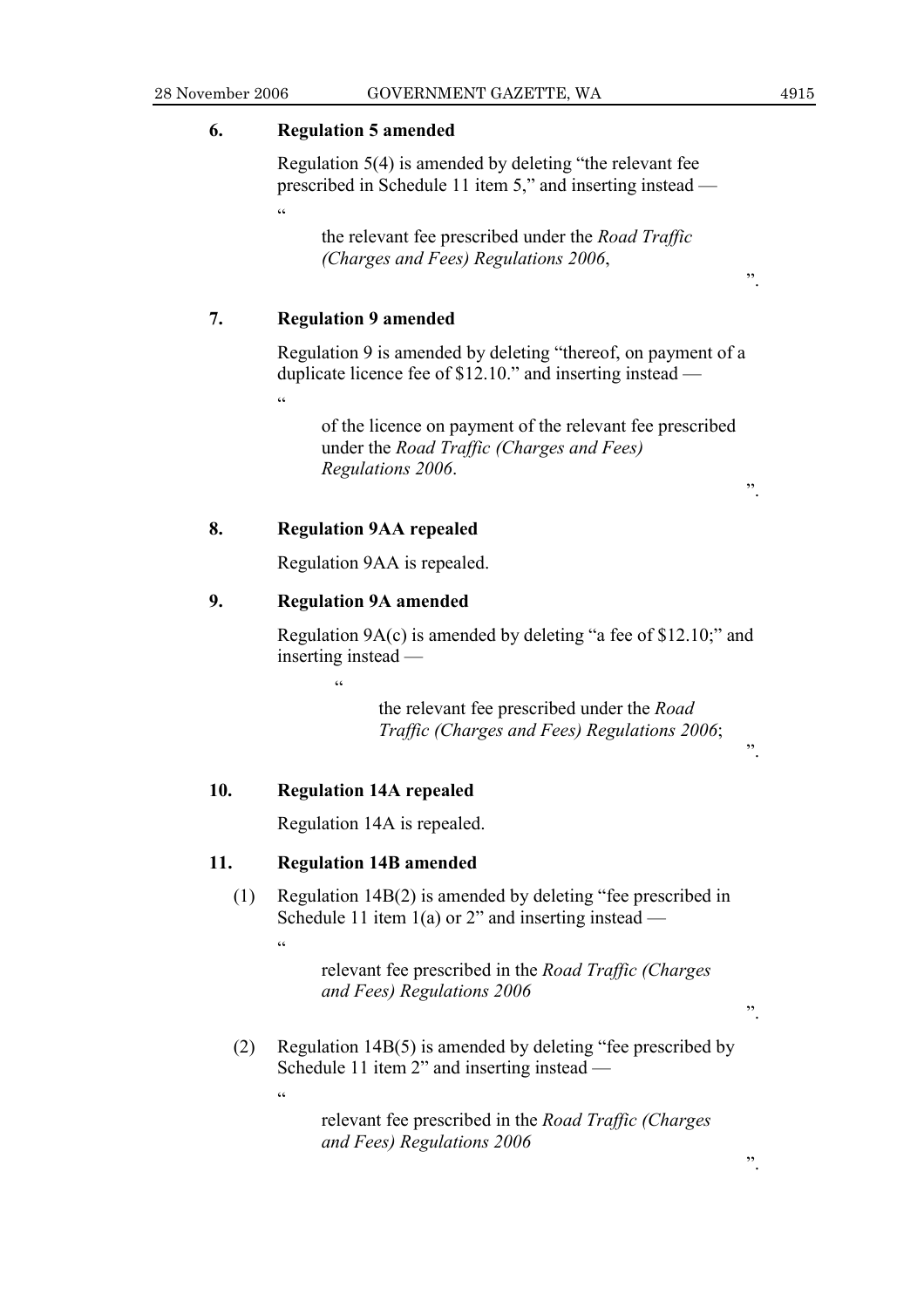### 6. Regulation 5 amended

Regulation 5(4) is amended by deleting "the relevant fee prescribed in Schedule 11 item 5," and inserting instead —

"

the relevant fee prescribed under the *Road Traffic (Charges and Fees) Regulations 2006*,

".

### 7. Regulation 9 amended

Regulation 9 is amended by deleting "thereof, on payment of a duplicate licence fee of $12.10." and inserting instead —

"

of the licence on payment of the relevant fee prescribed under the *Road Traffic (Charges and Fees) Regulations 2006*.

".

### 8. Regulation 9AA repealed

Regulation 9AA is repealed.

### 9. Regulation 9A amended

Regulation 9A(c) is amended by deleting "a fee of $12.10;" and inserting instead —

"

the relevant fee prescribed under the *Road Traffic (Charges and Fees) Regulations 2006*;

".

### 10. Regulation 14A repealed

Regulation 14A is repealed.

### 11. Regulation 14B amended

(1) Regulation 14B(2) is amended by deleting "fee prescribed in Schedule 11 item 1(a) or 2" and inserting instead —

"

relevant fee prescribed in the *Road Traffic (Charges and Fees) Regulations 2006*

".

(2) Regulation 14B(5) is amended by deleting "fee prescribed by Schedule 11 item 2" and inserting instead —

"

relevant fee prescribed in the *Road Traffic (Charges and Fees) Regulations 2006*

".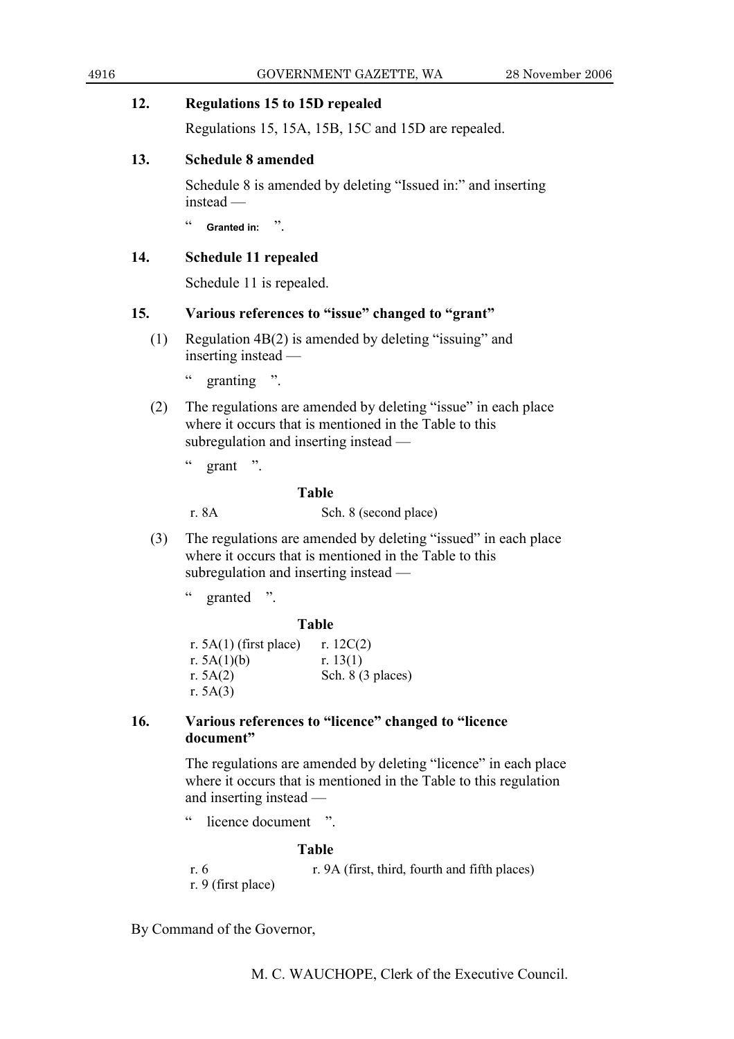### 12. Regulations 15 to 15D repealed

Regulations 15, 15A, 15B, 15C and 15D are repealed.

### 13. Schedule 8 amended

Schedule 8 is amended by deleting "Issued in:" and inserting instead —

" **Granted in:** ".

### 14. Schedule 11 repealed

Schedule 11 is repealed.

### 15. Various references to "issue" changed to "grant"

(1) Regulation 4B(2) is amended by deleting "issuing" and inserting instead —

" granting ".

(2) The regulations are amended by deleting "issue" in each place where it occurs that is mentioned in the Table to this subregulation and inserting instead —

" grant ".

**Table**

| | |
|---|---|
| r. 8A | Sch. 8 (second place) |

(3) The regulations are amended by deleting "issued" in each place where it occurs that is mentioned in the Table to this subregulation and inserting instead —

" granted ".

**Table**

| | |
|---|---|
| r. 5A(1) (first place) | r. 12C(2) |
| r. 5A(1)(b) | r. 13(1) |
| r. 5A(2) | Sch. 8 (3 places) |
| r. 5A(3) | |

### 16. Various references to "licence" changed to "licence document"

The regulations are amended by deleting "licence" in each place where it occurs that is mentioned in the Table to this regulation and inserting instead —

" licence document ".

**Table**

| | |
|---|---|
| r. 6 | r. 9A (first, third, fourth and fifth places) |
| r. 9 (first place) | |

By Command of the Governor,

M. C. WAUCHOPE, Clerk of the Executive Council.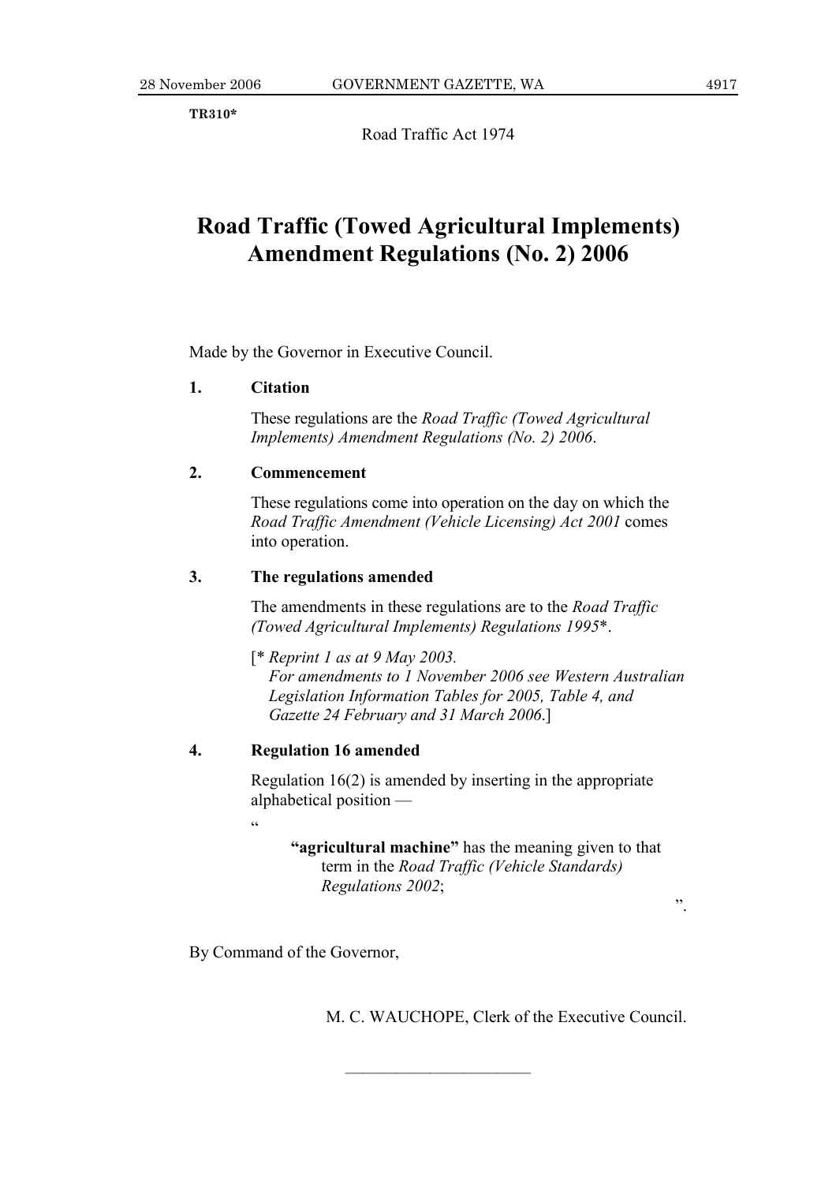**TR310***

Road Traffic Act 1974

# Road Traffic (Towed Agricultural Implements) Amendment Regulations (No. 2) 2006

Made by the Governor in Executive Council.

**1. Citation**

These regulations are the *Road Traffic (Towed Agricultural Implements) Amendment Regulations (No. 2) 2006*.

**2. Commencement**

These regulations come into operation on the day on which the *Road Traffic Amendment (Vehicle Licensing) Act 2001* comes into operation.

**3. The regulations amended**

The amendments in these regulations are to the *Road Traffic (Towed Agricultural Implements) Regulations 1995**.

[* *Reprint 1 as at 9 May 2003.*
*For amendments to 1 November 2006 see Western Australian Legislation Information Tables for 2005, Table 4, and Gazette 24 February and 31 March 2006*.]

**4. Regulation 16 amended**

Regulation 16(2) is amended by inserting in the appropriate alphabetical position —

"

**"agricultural machine"** has the meaning given to that term in the *Road Traffic (Vehicle Standards) Regulations 2002*;

".

By Command of the Governor,

M. C. WAUCHOPE, Clerk of the Executive Council.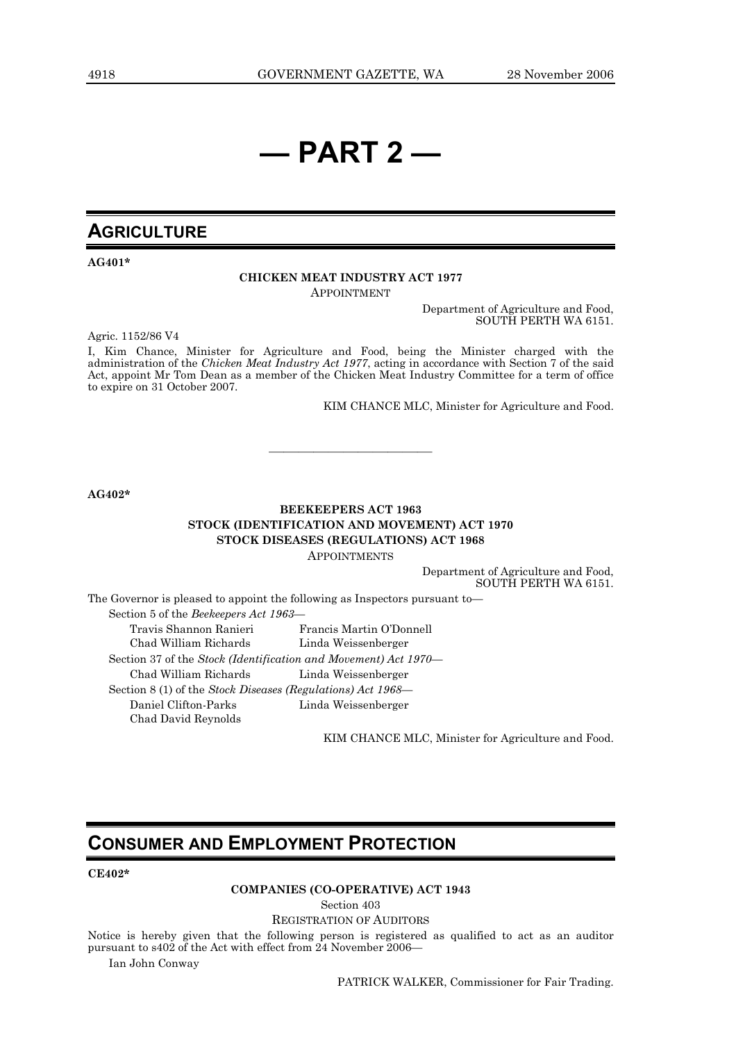# — PART 2 —

## AGRICULTURE

**AG401***

**CHICKEN MEAT INDUSTRY ACT 1977**

APPOINTMENT

Department of Agriculture and Food,
SOUTH PERTH WA 6151.

Agric. 1152/86 V4

I, Kim Chance, Minister for Agriculture and Food, being the Minister charged with the administration of the *Chicken Meat Industry Act 1977*, acting in accordance with Section 7 of the said Act, appoint Mr Tom Dean as a member of the Chicken Meat Industry Committee for a term of office to expire on 31 October 2007.

KIM CHANCE MLC, Minister for Agriculture and Food.

---

**AG402***

**BEEKEEPERS ACT 1963**
**STOCK (IDENTIFICATION AND MOVEMENT) ACT 1970**
**STOCK DISEASES (REGULATIONS) ACT 1968**

APPOINTMENTS

Department of Agriculture and Food,
SOUTH PERTH WA 6151.

The Governor is pleased to appoint the following as Inspectors pursuant to—

Section 5 of the *Beekeepers Act 1963*—

Travis Shannon Ranieri
Francis Martin O'Donnell
Chad William Richards
Linda Weissenberger

Section 37 of the *Stock (Identification and Movement) Act 1970*—

Chad William Richards
Linda Weissenberger

Section 8 (1) of the *Stock Diseases (Regulations) Act 1968*—

Daniel Clifton-Parks
Linda Weissenberger
Chad David Reynolds

KIM CHANCE MLC, Minister for Agriculture and Food.

## CONSUMER AND EMPLOYMENT PROTECTION

**CE402***

**COMPANIES (CO-OPERATIVE) ACT 1943**

Section 403

REGISTRATION OF AUDITORS

Notice is hereby given that the following person is registered as qualified to act as an auditor pursuant to s402 of the Act with effect from 24 November 2006—

Ian John Conway

PATRICK WALKER, Commissioner for Fair Trading.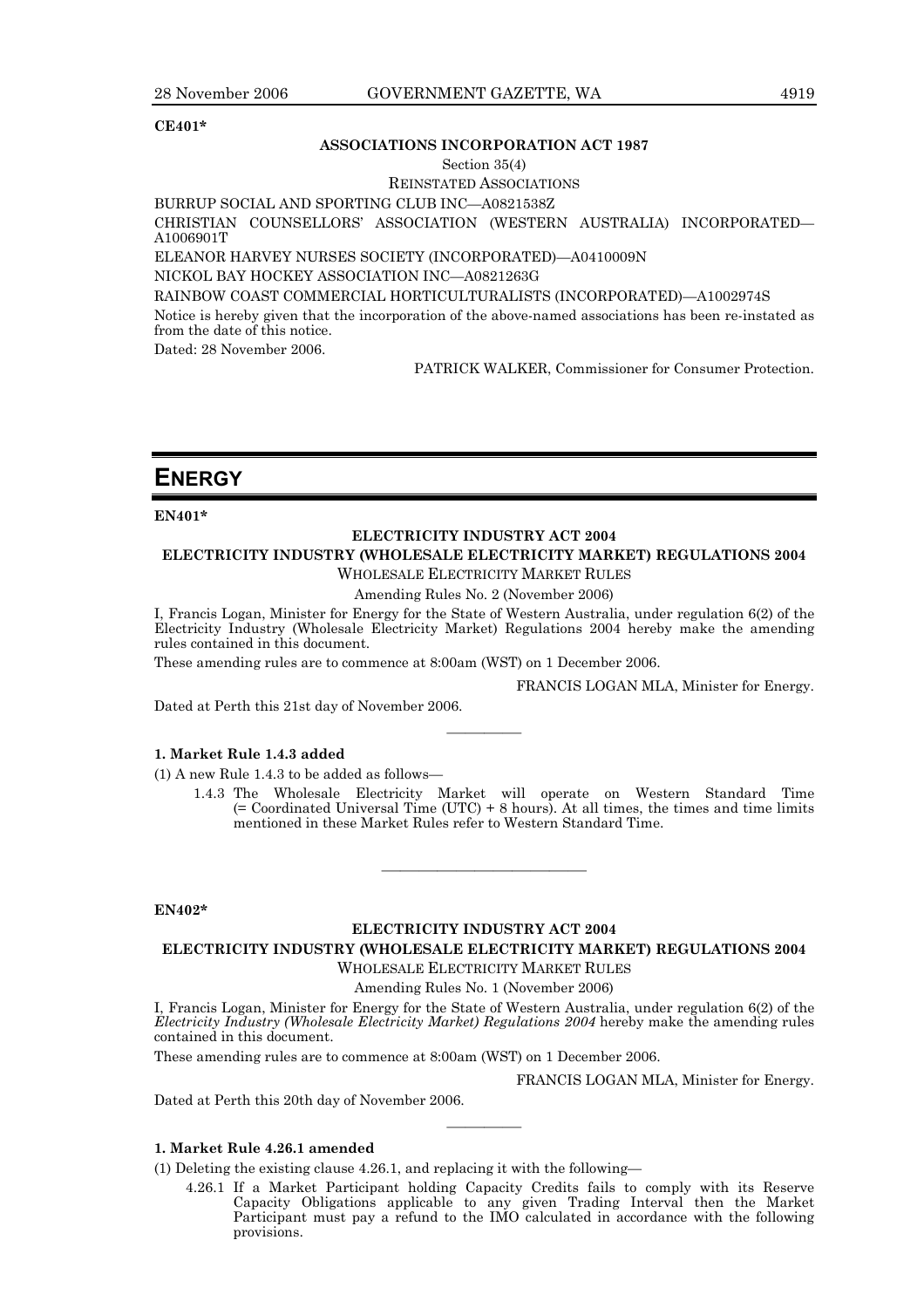**CE401***

**ASSOCIATIONS INCORPORATION ACT 1987**

Section 35(4)

REINSTATED ASSOCIATIONS

BURRUP SOCIAL AND SPORTING CLUB INC—A0821538Z

CHRISTIAN COUNSELLORS' ASSOCIATION (WESTERN AUSTRALIA) INCORPORATED—A1006901T

ELEANOR HARVEY NURSES SOCIETY (INCORPORATED)—A0410009N

NICKOL BAY HOCKEY ASSOCIATION INC—A0821263G

RAINBOW COAST COMMERCIAL HORTICULTURALISTS (INCORPORATED)—A1002974S

Notice is hereby given that the incorporation of the above-named associations has been re-instated as from the date of this notice.

Dated: 28 November 2006.

PATRICK WALKER, Commissioner for Consumer Protection.

# ENERGY

**EN401***

**ELECTRICITY INDUSTRY ACT 2004**

**ELECTRICITY INDUSTRY (WHOLESALE ELECTRICITY MARKET) REGULATIONS 2004**

WHOLESALE ELECTRICITY MARKET RULES

Amending Rules No. 2 (November 2006)

I, Francis Logan, Minister for Energy for the State of Western Australia, under regulation 6(2) of the Electricity Industry (Wholesale Electricity Market) Regulations 2004 hereby make the amending rules contained in this document.

These amending rules are to commence at 8:00am (WST) on 1 December 2006.

FRANCIS LOGAN MLA, Minister for Energy.

Dated at Perth this 21st day of November 2006.

---

**1. Market Rule 1.4.3 added**

(1) A new Rule 1.4.3 to be added as follows—

1.4.3 The Wholesale Electricity Market will operate on Western Standard Time (= Coordinated Universal Time (UTC) + 8 hours). At all times, the times and time limits mentioned in these Market Rules refer to Western Standard Time.

---

**EN402***

**ELECTRICITY INDUSTRY ACT 2004**

**ELECTRICITY INDUSTRY (WHOLESALE ELECTRICITY MARKET) REGULATIONS 2004**

WHOLESALE ELECTRICITY MARKET RULES

Amending Rules No. 1 (November 2006)

I, Francis Logan, Minister for Energy for the State of Western Australia, under regulation 6(2) of the *Electricity Industry (Wholesale Electricity Market) Regulations 2004* hereby make the amending rules contained in this document.

These amending rules are to commence at 8:00am (WST) on 1 December 2006.

FRANCIS LOGAN MLA, Minister for Energy.

Dated at Perth this 20th day of November 2006.

---

**1. Market Rule 4.26.1 amended**

(1) Deleting the existing clause 4.26.1, and replacing it with the following—

4.26.1 If a Market Participant holding Capacity Credits fails to comply with its Reserve Capacity Obligations applicable to any given Trading Interval then the Market Participant must pay a refund to the IMO calculated in accordance with the following provisions.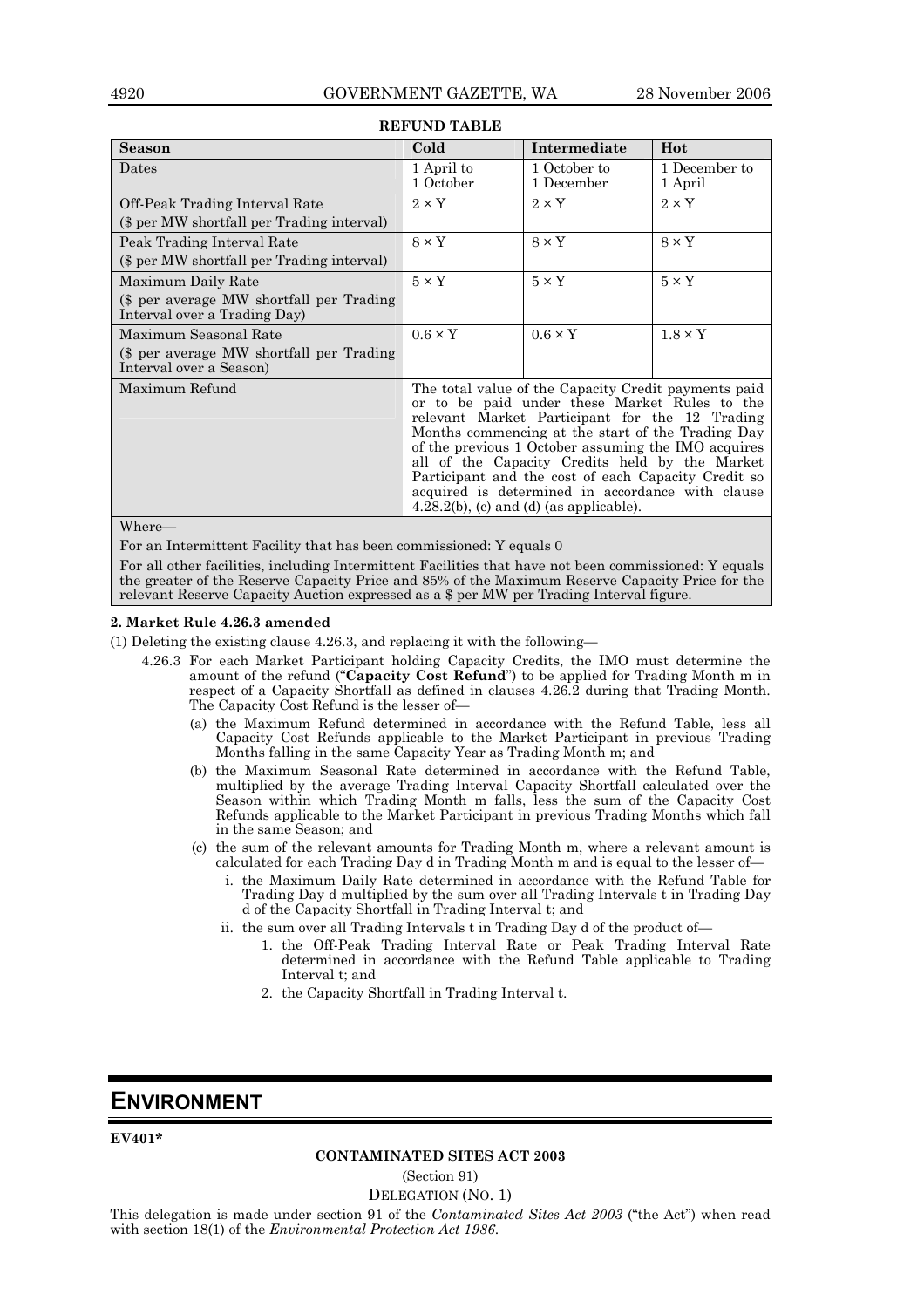**REFUND TABLE**

| Season | Cold | Intermediate | Hot |
|---|---|---|---|
| Dates | 1 April to 1 October | 1 October to 1 December | 1 December to 1 April |
| Off-Peak Trading Interval Rate<br>($ per MW shortfall per Trading interval) | 2 × Y | 2 × Y | 2 × Y |
| Peak Trading Interval Rate<br>($ per MW shortfall per Trading interval) | 8 × Y | 8 × Y | 8 × Y |
| Maximum Daily Rate<br>($ per average MW shortfall per Trading Interval over a Trading Day) | 5 × Y | 5 × Y | 5 × Y |
| Maximum Seasonal Rate<br>($ per average MW shortfall per Trading Interval over a Season) | 0.6 × Y | 0.6 × Y | 1.8 × Y |
| Maximum Refund | The total value of the Capacity Credit payments paid or to be paid under these Market Rules to the relevant Market Participant for the 12 Trading Months commencing at the start of the Trading Day of the previous 1 October assuming the IMO acquires all of the Capacity Credits held by the Market Participant and the cost of each Capacity Credit so acquired is determined in accordance with clause 4.28.2(b), (c) and (d) (as applicable). | | |

Where—

For an Intermittent Facility that has been commissioned: Y equals 0

For all other facilities, including Intermittent Facilities that have not been commissioned: Y equals the greater of the Reserve Capacity Price and 85% of the Maximum Reserve Capacity Price for the relevant Reserve Capacity Auction expressed as a $ per MW per Trading Interval figure.

**2. Market Rule 4.26.3 amended**

(1) Deleting the existing clause 4.26.3, and replacing it with the following—

4.26.3 For each Market Participant holding Capacity Credits, the IMO must determine the amount of the refund ("**Capacity Cost Refund**") to be applied for Trading Month m in respect of a Capacity Shortfall as defined in clauses 4.26.2 during that Trading Month. The Capacity Cost Refund is the lesser of—

(a) the Maximum Refund determined in accordance with the Refund Table, less all Capacity Cost Refunds applicable to the Market Participant in previous Trading Months falling in the same Capacity Year as Trading Month m; and

(b) the Maximum Seasonal Rate determined in accordance with the Refund Table, multiplied by the average Trading Interval Capacity Shortfall calculated over the Season within which Trading Month m falls, less the sum of the Capacity Cost Refunds applicable to the Market Participant in previous Trading Months which fall in the same Season; and

(c) the sum of the relevant amounts for Trading Month m, where a relevant amount is calculated for each Trading Day d in Trading Month m and is equal to the lesser of—

i. the Maximum Daily Rate determined in accordance with the Refund Table for Trading Day d multiplied by the sum over all Trading Intervals t in Trading Day d of the Capacity Shortfall in Trading Interval t; and

ii. the sum over all Trading Intervals t in Trading Day d of the product of—

1. the Off-Peak Trading Interval Rate or Peak Trading Interval Rate determined in accordance with the Refund Table applicable to Trading Interval t; and

2. the Capacity Shortfall in Trading Interval t.

# ENVIRONMENT

**EV401***

**CONTAMINATED SITES ACT 2003**

(Section 91)

DELEGATION (NO. 1)

This delegation is made under section 91 of the *Contaminated Sites Act 2003* ("the Act") when read with section 18(1) of the *Environmental Protection Act 1986*.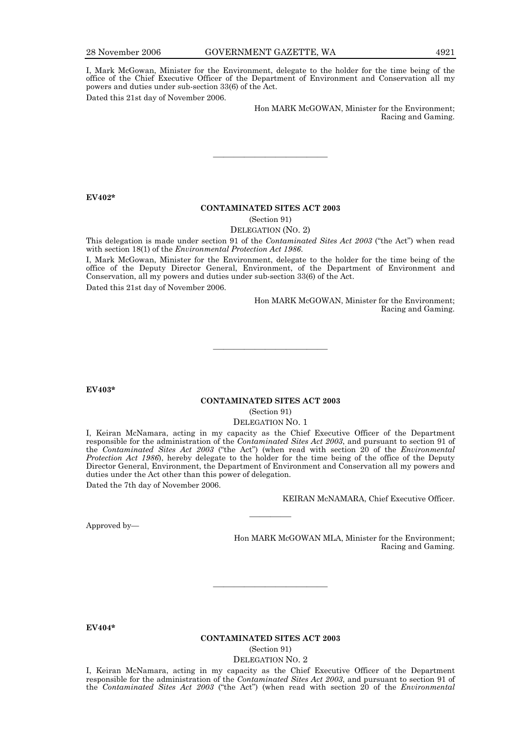I, Mark McGowan, Minister for the Environment, delegate to the holder for the time being of the office of the Chief Executive Officer of the Department of Environment and Conservation all my powers and duties under sub-section 33(6) of the Act.

Dated this 21st day of November 2006.

Hon MARK McGOWAN, Minister for the Environment; Racing and Gaming.

---

**EV402***

**CONTAMINATED SITES ACT 2003**

(Section 91)

DELEGATION (NO. 2)

This delegation is made under section 91 of the *Contaminated Sites Act 2003* ("the Act") when read with section 18(1) of the *Environmental Protection Act 1986*.

I, Mark McGowan, Minister for the Environment, delegate to the holder for the time being of the office of the Deputy Director General, Environment, of the Department of Environment and Conservation, all my powers and duties under sub-section 33(6) of the Act.

Dated this 21st day of November 2006.

Hon MARK McGOWAN, Minister for the Environment; Racing and Gaming.

---

**EV403***

**CONTAMINATED SITES ACT 2003**

(Section 91)

DELEGATION NO. 1

I, Keiran McNamara, acting in my capacity as the Chief Executive Officer of the Department responsible for the administration of the *Contaminated Sites Act 2003*, and pursuant to section 91 of the *Contaminated Sites Act 2003* ("the Act") (when read with section 20 of the *Environmental Protection Act 1986*), hereby delegate to the holder for the time being of the office of the Deputy Director General, Environment, the Department of Environment and Conservation all my powers and duties under the Act other than this power of delegation.

Dated the 7th day of November 2006.

KEIRAN McNAMARA, Chief Executive Officer.

---

Approved by—

Hon MARK McGOWAN MLA, Minister for the Environment; Racing and Gaming.

---

**EV404***

**CONTAMINATED SITES ACT 2003**

(Section 91)

DELEGATION NO. 2

I, Keiran McNamara, acting in my capacity as the Chief Executive Officer of the Department responsible for the administration of the *Contaminated Sites Act 2003*, and pursuant to section 91 of the *Contaminated Sites Act 2003* ("the Act") (when read with section 20 of the *Environmental*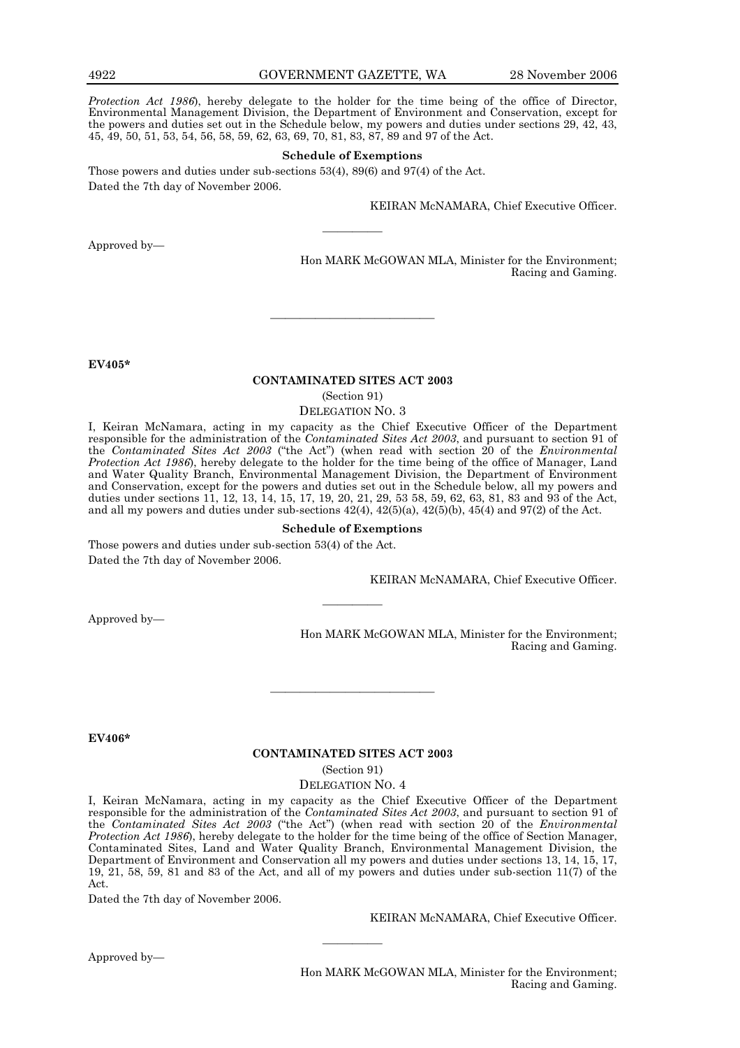*Protection Act 1986*), hereby delegate to the holder for the time being of the office of Director, Environmental Management Division, the Department of Environment and Conservation, except for the powers and duties set out in the Schedule below, my powers and duties under sections 29, 42, 43, 45, 49, 50, 51, 53, 54, 56, 58, 59, 62, 63, 69, 70, 81, 83, 87, 89 and 97 of the Act.

**Schedule of Exemptions**

Those powers and duties under sub-sections 53(4), 89(6) and 97(4) of the Act.

Dated the 7th day of November 2006.

KEIRAN McNAMARA, Chief Executive Officer.

---

Approved by—

Hon MARK McGOWAN MLA, Minister for the Environment; Racing and Gaming.

---

**EV405***

**CONTAMINATED SITES ACT 2003**

(Section 91)

DELEGATION NO. 3

I, Keiran McNamara, acting in my capacity as the Chief Executive Officer of the Department responsible for the administration of the *Contaminated Sites Act 2003*, and pursuant to section 91 of the *Contaminated Sites Act 2003* ("the Act") (when read with section 20 of the *Environmental Protection Act 1986*), hereby delegate to the holder for the time being of the office of Manager, Land and Water Quality Branch, Environmental Management Division, the Department of Environment and Conservation, except for the powers and duties set out in the Schedule below, all my powers and duties under sections 11, 12, 13, 14, 15, 17, 19, 20, 21, 29, 53 58, 59, 62, 63, 81, 83 and 93 of the Act, and all my powers and duties under sub-sections 42(4), 42(5)(a), 42(5)(b), 45(4) and 97(2) of the Act.

**Schedule of Exemptions**

Those powers and duties under sub-section 53(4) of the Act.

Dated the 7th day of November 2006.

KEIRAN McNAMARA, Chief Executive Officer.

---

Approved by—

Hon MARK McGOWAN MLA, Minister for the Environment; Racing and Gaming.

---

**EV406***

**CONTAMINATED SITES ACT 2003**

(Section 91)

DELEGATION NO. 4

I, Keiran McNamara, acting in my capacity as the Chief Executive Officer of the Department responsible for the administration of the *Contaminated Sites Act 2003*, and pursuant to section 91 of the *Contaminated Sites Act 2003* ("the Act") (when read with section 20 of the *Environmental Protection Act 1986*), hereby delegate to the holder for the time being of the office of Section Manager, Contaminated Sites, Land and Water Quality Branch, Environmental Management Division, the Department of Environment and Conservation all my powers and duties under sections 13, 14, 15, 17, 19, 21, 58, 59, 81 and 83 of the Act, and all of my powers and duties under sub-section 11(7) of the Act.

Dated the 7th day of November 2006.

KEIRAN McNAMARA, Chief Executive Officer.

---

Approved by—

Hon MARK McGOWAN MLA, Minister for the Environment; Racing and Gaming.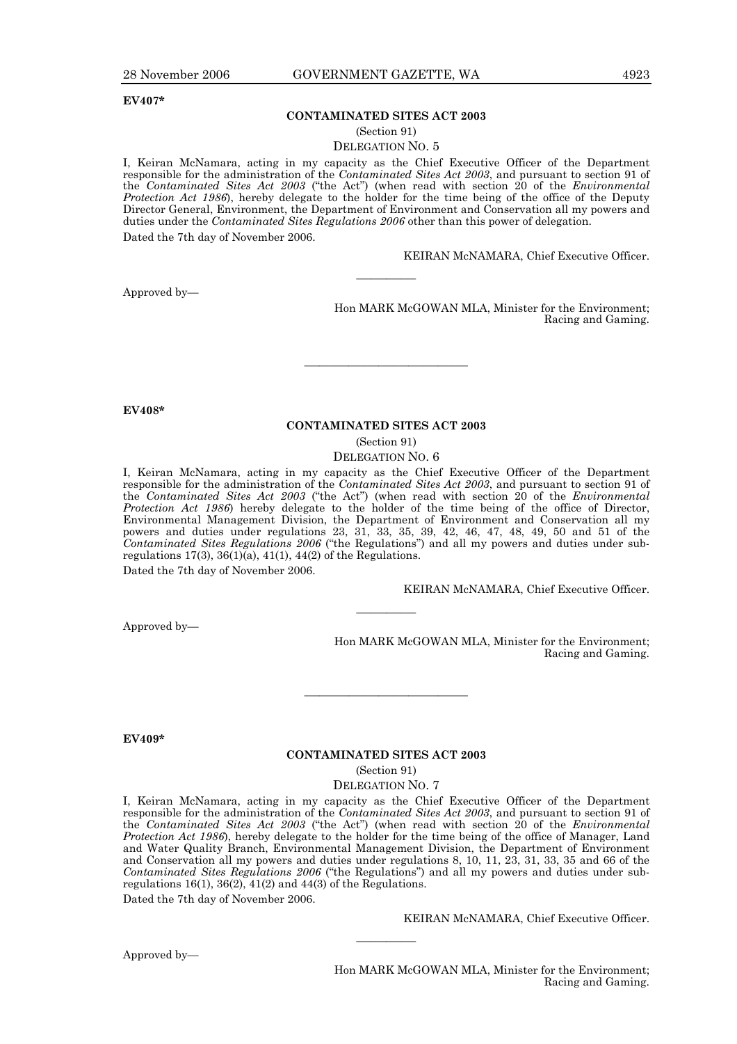**EV407***

## CONTAMINATED SITES ACT 2003

(Section 91)

DELEGATION NO. 5

I, Keiran McNamara, acting in my capacity as the Chief Executive Officer of the Department responsible for the administration of the *Contaminated Sites Act 2003*, and pursuant to section 91 of the *Contaminated Sites Act 2003* ("the Act") (when read with section 20 of the *Environmental Protection Act 1986*), hereby delegate to the holder for the time being of the office of the Deputy Director General, Environment, the Department of Environment and Conservation all my powers and duties under the *Contaminated Sites Regulations 2006* other than this power of delegation.

Dated the 7th day of November 2006.

KEIRAN McNAMARA, Chief Executive Officer.

---

Approved by—

Hon MARK McGOWAN MLA, Minister for the Environment; Racing and Gaming.

---

**EV408***

## CONTAMINATED SITES ACT 2003

(Section 91)

DELEGATION NO. 6

I, Keiran McNamara, acting in my capacity as the Chief Executive Officer of the Department responsible for the administration of the *Contaminated Sites Act 2003*, and pursuant to section 91 of the *Contaminated Sites Act 2003* ("the Act") (when read with section 20 of the *Environmental Protection Act 1986*) hereby delegate to the holder of the time being of the office of Director, Environmental Management Division, the Department of Environment and Conservation all my powers and duties under regulations 23, 31, 33, 35, 39, 42, 46, 47, 48, 49, 50 and 51 of the *Contaminated Sites Regulations 2006* ("the Regulations") and all my powers and duties under sub-regulations 17(3), 36(1)(a), 41(1), 44(2) of the Regulations.

Dated the 7th day of November 2006.

KEIRAN McNAMARA, Chief Executive Officer.

---

Approved by—

Hon MARK McGOWAN MLA, Minister for the Environment; Racing and Gaming.

---

**EV409***

## CONTAMINATED SITES ACT 2003

(Section 91)

DELEGATION NO. 7

I, Keiran McNamara, acting in my capacity as the Chief Executive Officer of the Department responsible for the administration of the *Contaminated Sites Act 2003*, and pursuant to section 91 of the *Contaminated Sites Act 2003* ("the Act") (when read with section 20 of the *Environmental Protection Act 1986*), hereby delegate to the holder for the time being of the office of Manager, Land and Water Quality Branch, Environmental Management Division, the Department of Environment and Conservation all my powers and duties under regulations 8, 10, 11, 23, 31, 33, 35 and 66 of the *Contaminated Sites Regulations 2006* ("the Regulations") and all my powers and duties under sub-regulations 16(1), 36(2), 41(2) and 44(3) of the Regulations.

Dated the 7th day of November 2006.

KEIRAN McNAMARA, Chief Executive Officer.

---

Approved by—

Hon MARK McGOWAN MLA, Minister for the Environment; Racing and Gaming.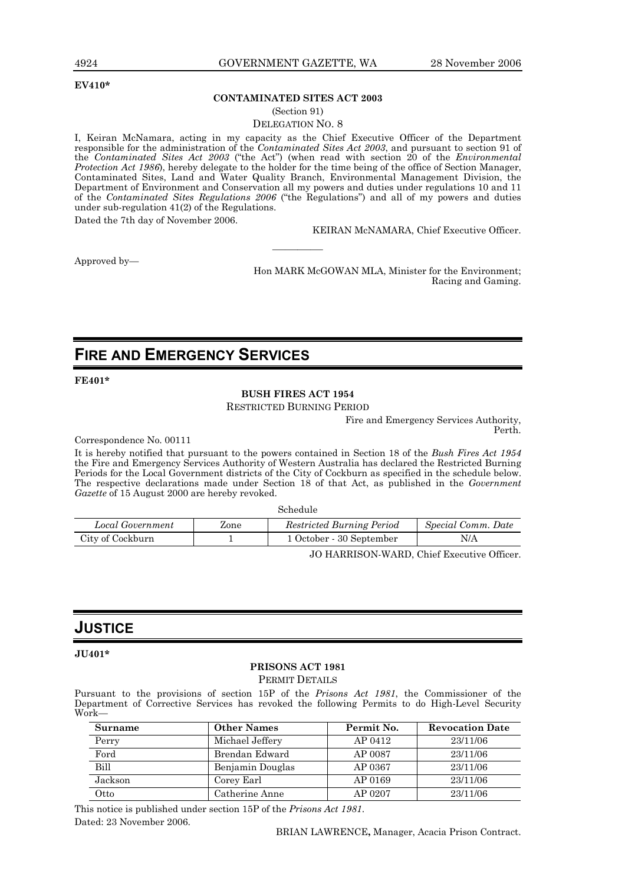**EV410***

**CONTAMINATED SITES ACT 2003**

(Section 91)

DELEGATION NO. 8

I, Keiran McNamara, acting in my capacity as the Chief Executive Officer of the Department responsible for the administration of the *Contaminated Sites Act 2003*, and pursuant to section 91 of the *Contaminated Sites Act 2003* ("the Act") (when read with section 20 of the *Environmental Protection Act 1986*), hereby delegate to the holder for the time being of the office of Section Manager, Contaminated Sites, Land and Water Quality Branch, Environmental Management Division, the Department of Environment and Conservation all my powers and duties under regulations 10 and 11 of the *Contaminated Sites Regulations 2006* ("the Regulations") and all of my powers and duties under sub-regulation 41(2) of the Regulations.

Dated the 7th day of November 2006.

KEIRAN McNAMARA, Chief Executive Officer.

---

Approved by—

Hon MARK McGOWAN MLA, Minister for the Environment; Racing and Gaming.

# FIRE AND EMERGENCY SERVICES

**FE401***

**BUSH FIRES ACT 1954**

RESTRICTED BURNING PERIOD

Fire and Emergency Services Authority,
Perth.

Correspondence No. 00111

It is hereby notified that pursuant to the powers contained in Section 18 of the *Bush Fires Act 1954* the Fire and Emergency Services Authority of Western Australia has declared the Restricted Burning Periods for the Local Government districts of the City of Cockburn as specified in the schedule below. The respective declarations made under Section 18 of that Act, as published in the *Government Gazette* of 15 August 2000 are hereby revoked.

Schedule

| *Local Government* | Zone | *Restricted Burning Period* | *Special Comm. Date* |
|---|---|---|---|
| City of Cockburn | 1 | 1 October - 30 September | N/A |

JO HARRISON-WARD, Chief Executive Officer.

# JUSTICE

**JU401***

**PRISONS ACT 1981**

PERMIT DETAILS

Pursuant to the provisions of section 15P of the *Prisons Act 1981*, the Commissioner of the Department of Corrective Services has revoked the following Permits to do High-Level Security Work—

| **Surname** | **Other Names** | **Permit No.** | **Revocation Date** |
|---|---|---|---|
| Perry | Michael Jeffery | AP 0412 | 23/11/06 |
| Ford | Brendan Edward | AP 0087 | 23/11/06 |
| Bill | Benjamin Douglas | AP 0367 | 23/11/06 |
| Jackson | Corey Earl | AP 0169 | 23/11/06 |
| Otto | Catherine Anne | AP 0207 | 23/11/06 |

This notice is published under section 15P of the *Prisons Act 1981*.

Dated: 23 November 2006.

BRIAN LAWRENCE**,** Manager, Acacia Prison Contract.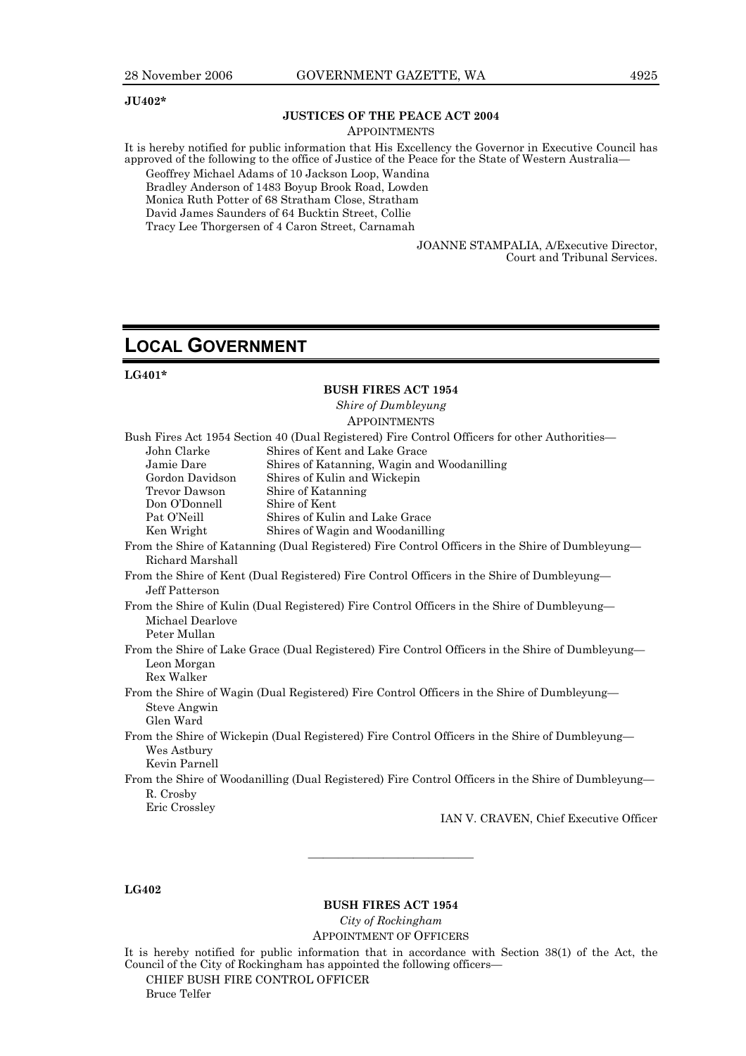**JU402***

**JUSTICES OF THE PEACE ACT 2004**

APPOINTMENTS

It is hereby notified for public information that His Excellency the Governor in Executive Council has approved of the following to the office of Justice of the Peace for the State of Western Australia—

Geoffrey Michael Adams of 10 Jackson Loop, Wandina
Bradley Anderson of 1483 Boyup Brook Road, Lowden
Monica Ruth Potter of 68 Stratham Close, Stratham
David James Saunders of 64 Bucktin Street, Collie
Tracy Lee Thorgersen of 4 Caron Street, Carnamah

JOANNE STAMPALIA, A/Executive Director,
Court and Tribunal Services.

# LOCAL GOVERNMENT

**LG401***

**BUSH FIRES ACT 1954**

*Shire of Dumbleyung*

APPOINTMENTS

Bush Fires Act 1954 Section 40 (Dual Registered) Fire Control Officers for other Authorities—

| | |
|---|---|
| John Clarke | Shires of Kent and Lake Grace |
| Jamie Dare | Shires of Katanning, Wagin and Woodanilling |
| Gordon Davidson | Shires of Kulin and Wickepin |
| Trevor Dawson | Shire of Katanning |
| Don O'Donnell | Shire of Kent |
| Pat O'Neill | Shires of Kulin and Lake Grace |
| Ken Wright | Shires of Wagin and Woodanilling |

From the Shire of Katanning (Dual Registered) Fire Control Officers in the Shire of Dumbleyung—
Richard Marshall

From the Shire of Kent (Dual Registered) Fire Control Officers in the Shire of Dumbleyung—
Jeff Patterson

From the Shire of Kulin (Dual Registered) Fire Control Officers in the Shire of Dumbleyung—
Michael Dearlove
Peter Mullan

From the Shire of Lake Grace (Dual Registered) Fire Control Officers in the Shire of Dumbleyung—
Leon Morgan
Rex Walker

From the Shire of Wagin (Dual Registered) Fire Control Officers in the Shire of Dumbleyung—
Steve Angwin
Glen Ward

From the Shire of Wickepin (Dual Registered) Fire Control Officers in the Shire of Dumbleyung—
Wes Astbury
Kevin Parnell

From the Shire of Woodanilling (Dual Registered) Fire Control Officers in the Shire of Dumbleyung—
R. Crosby
Eric Crossley

IAN V. CRAVEN, Chief Executive Officer

---

**LG402**

**BUSH FIRES ACT 1954**

*City of Rockingham*

APPOINTMENT OF OFFICERS

It is hereby notified for public information that in accordance with Section 38(1) of the Act, the Council of the City of Rockingham has appointed the following officers—

CHIEF BUSH FIRE CONTROL OFFICER
Bruce Telfer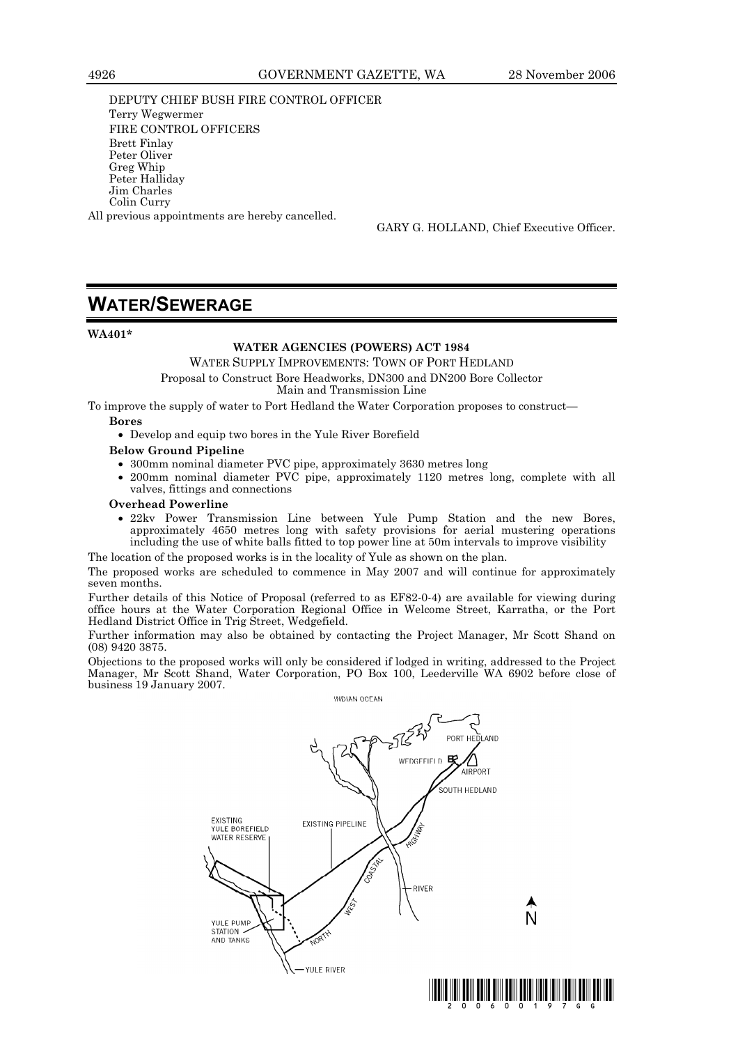DEPUTY CHIEF BUSH FIRE CONTROL OFFICER

Terry Wegwermer

FIRE CONTROL OFFICERS

Brett Finlay
Peter Oliver
Greg Whip
Peter Halliday
Jim Charles
Colin Curry

All previous appointments are hereby cancelled.

GARY G. HOLLAND, Chief Executive Officer.

# WATER/SEWERAGE

**WA401***

**WATER AGENCIES (POWERS) ACT 1984**

WATER SUPPLY IMPROVEMENTS: TOWN OF PORT HEDLAND

Proposal to Construct Bore Headworks, DN300 and DN200 Bore Collector Main and Transmission Line

To improve the supply of water to Port Hedland the Water Corporation proposes to construct—

**Bores**

- Develop and equip two bores in the Yule River Borefield

**Below Ground Pipeline**

- 300mm nominal diameter PVC pipe, approximately 3630 metres long
- 200mm nominal diameter PVC pipe, approximately 1120 metres long, complete with all valves, fittings and connections

**Overhead Powerline**

- 22kv Power Transmission Line between Yule Pump Station and the new Bores, approximately 4650 metres long with safety provisions for aerial mustering operations including the use of white balls fitted to top power line at 50m intervals to improve visibility

The location of the proposed works is in the locality of Yule as shown on the plan.

The proposed works are scheduled to commence in May 2007 and will continue for approximately seven months.

Further details of this Notice of Proposal (referred to as EF82-0-4) are available for viewing during office hours at the Water Corporation Regional Office in Welcome Street, Karratha, or the Port Hedland District Office in Trig Street, Wedgefield.

Further information may also be obtained by contacting the Project Manager, Mr Scott Shand on (08) 9420 3875.

Objections to the proposed works will only be considered if lodged in writing, addressed to the Project Manager, Mr Scott Shand, Water Corporation, PO Box 100, Leederville WA 6902 before close of business 19 January 2007.

INDIAN OCEAN
PORT HEDLAND
WEDGEFIELD
AIRPORT
SOUTH HEDLAND
EXISTING YULE BOREFIELD WATER RESERVE
EXISTING PIPELINE
NORTH WEST COASTAL HIGHWAY
RIVER
YULE PUMP STATION AND TANKS
YULE RIVER
N